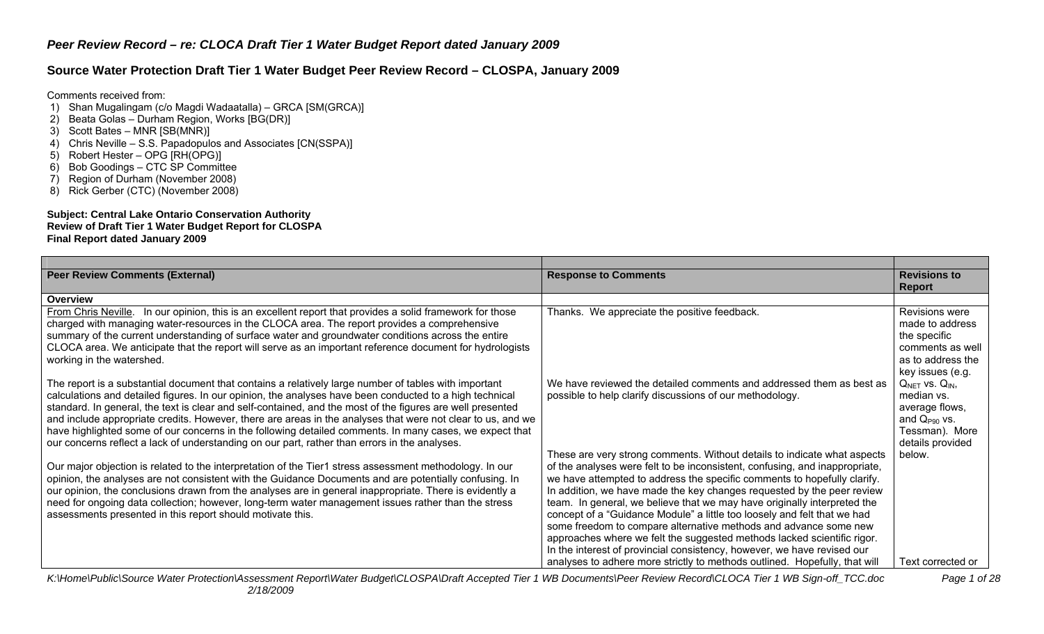# *Peer Review Record – re: CLOCA Draft Tier 1 Water Budget Report dated January 2009*

## Source Water Protection Draft Tier 1 Water Budget Peer Review Record – CLOSPA, January 2009

Comments received from:

1) Shan Mugalingam (c/o Magdi Wadaatalla) – GRCA [SM(GRCA)]
2) Beata Golas – Durham Region, Works [BG(DR)]
3) Scott Bates – MNR [SB(MNR)]
4) Chris Neville – S.S. Papadopulos and Associates [CN(SSPA)]
5) Robert Hester – OPG [RH(OPG)]
6) Bob Goodings – CTC SP Committee
7) Region of Durham (November 2008)
8) Rick Gerber (CTC) (November 2008)

**Subject: Central Lake Ontario Conservation Authority**
**Review of Draft Tier 1 Water Budget Report for CLOSPA**
**Final Report dated January 2009**

| Peer Review Comments (External) | Response to Comments | Revisions to Report |
|---|---|---|
| **Overview** | | |
| From Chris Neville. In our opinion, this is an excellent report that provides a solid framework for those charged with managing water-resources in the CLOCA area. The report provides a comprehensive summary of the current understanding of surface water and groundwater conditions across the entire CLOCA area. We anticipate that the report will serve as an important reference document for hydrologists working in the watershed. | Thanks. We appreciate the positive feedback. | Revisions were made to address the specific comments as well as to address the key issues (e.g. $Q_{NET}$ vs. $Q_{IN}$, median vs. average flows, and $Q_{P90}$ vs. Tessman). More details provided below. |
| The report is a substantial document that contains a relatively large number of tables with important calculations and detailed figures. In our opinion, the analyses have been conducted to a high technical standard. In general, the text is clear and self-contained, and the most of the figures are well presented and include appropriate credits. However, there are areas in the analyses that were not clear to us, and we have highlighted some of our concerns in the following detailed comments. In many cases, we expect that our concerns reflect a lack of understanding on our part, rather than errors in the analyses. | We have reviewed the detailed comments and addressed them as best as possible to help clarify discussions of our methodology. | |
| Our major objection is related to the interpretation of the Tier1 stress assessment methodology. In our opinion, the analyses are not consistent with the Guidance Documents and are potentially confusing. In our opinion, the conclusions drawn from the analyses are in general inappropriate. There is evidently a need for ongoing data collection; however, long-term water management issues rather than the stress assessments presented in this report should motivate this. | These are very strong comments. Without details to indicate what aspects of the analyses were felt to be inconsistent, confusing, and inappropriate, we have attempted to address the specific comments to hopefully clarify. In addition, we have made the key changes requested by the peer review team. In general, we believe that we may have originally interpreted the concept of a "Guidance Module" a little too loosely and felt that we had some freedom to compare alternative methods and advance some new approaches where we felt the suggested methods lacked scientific rigor. In the interest of provincial consistency, however, we have revised our analyses to adhere more strictly to methods outlined. Hopefully, that will | Text corrected or |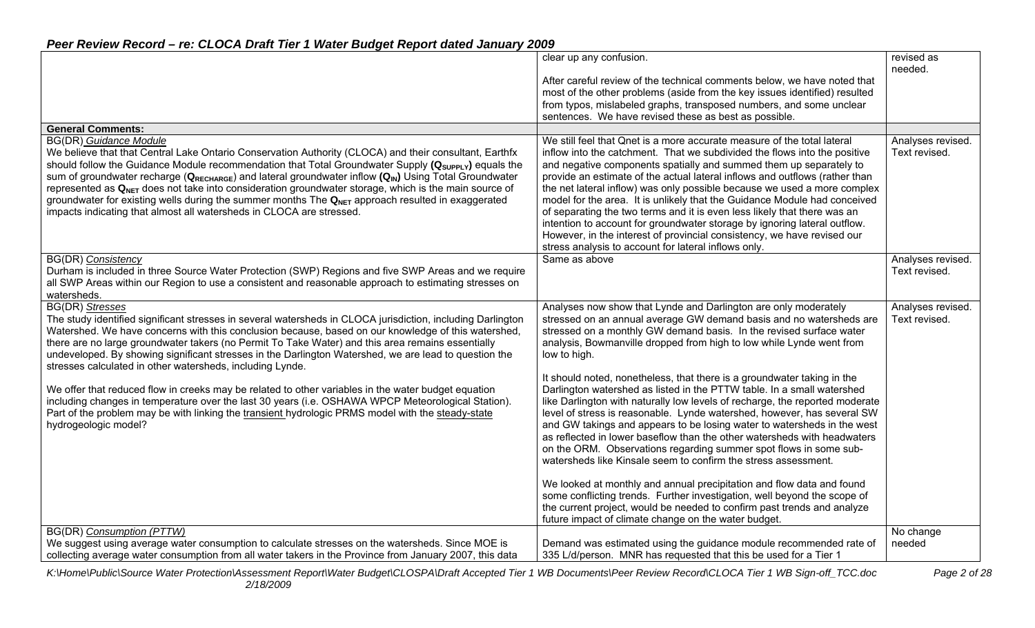## Peer Review Record – re: CLOCA Draft Tier 1 Water Budget Report dated January 2009

| | | |
|---|---|---|
| | clear up any confusion.<br><br>After careful review of the technical comments below, we have noted that most of the other problems (aside from the key issues identified) resulted from typos, mislabeled graphs, transposed numbers, and some unclear sentences. We have revised these as best as possible. | revised as needed. |
| **General Comments:** | | |
| BG(DR) *Guidance Module*<br>We believe that that Central Lake Ontario Conservation Authority (CLOCA) and their consultant, Earthfx should follow the Guidance Module recommendation that Total Groundwater Supply (**$Q_{SUPPLY}$**) equals the sum of groundwater recharge (**$Q_{RECHARGE}$**) and lateral groundwater inflow **($Q_{IN}$)** Using Total Groundwater represented as **$Q_{NET}$** does not take into consideration groundwater storage, which is the main source of groundwater for existing wells during the summer months The **$Q_{NET}$** approach resulted in exaggerated impacts indicating that almost all watersheds in CLOCA are stressed. | We still feel that Qnet is a more accurate measure of the total lateral inflow into the catchment. That we subdivided the flows into the positive and negative components spatially and summed them up separately to provide an estimate of the actual lateral inflows and outflows (rather than the net lateral inflow) was only possible because we used a more complex model for the area. It is unlikely that the Guidance Module had conceived of separating the two terms and it is even less likely that there was an intention to account for groundwater storage by ignoring lateral outflow. However, in the interest of provincial consistency, we have revised our stress analysis to account for lateral inflows only. | Analyses revised. Text revised. |
| BG(DR) *Consistency*<br>Durham is included in three Source Water Protection (SWP) Regions and five SWP Areas and we require all SWP Areas within our Region to use a consistent and reasonable approach to estimating stresses on watersheds. | Same as above | Analyses revised. Text revised. |
| BG(DR) *Stresses*<br>The study identified significant stresses in several watersheds in CLOCA jurisdiction, including Darlington Watershed. We have concerns with this conclusion because, based on our knowledge of this watershed, there are no large groundwater takers (no Permit To Take Water) and this area remains essentially undeveloped. By showing significant stresses in the Darlington Watershed, we are lead to question the stresses calculated in other watersheds, including Lynde.<br><br>We offer that reduced flow in creeks may be related to other variables in the water budget equation including changes in temperature over the last 30 years (i.e. OSHAWA WPCP Meteorological Station). Part of the problem may be with linking the <u>transient</u> hydrologic PRMS model with the <u>steady-state</u> hydrogeologic model? | Analyses now show that Lynde and Darlington are only moderately stressed on an annual average GW demand basis and no watersheds are stressed on a monthly GW demand basis. In the revised surface water analysis, Bowmanville dropped from high to low while Lynde went from low to high.<br><br>It should noted, nonetheless, that there is a groundwater taking in the Darlington watershed as listed in the PTTW table. In a small watershed like Darlington with naturally low levels of recharge, the reported moderate level of stress is reasonable. Lynde watershed, however, has several SW and GW takings and appears to be losing water to watersheds in the west as reflected in lower baseflow than the other watersheds with headwaters on the ORM. Observations regarding summer spot flows in some sub-watersheds like Kinsale seem to confirm the stress assessment.<br><br>We looked at monthly and annual precipitation and flow data and found some conflicting trends. Further investigation, well beyond the scope of the current project, would be needed to confirm past trends and analyze future impact of climate change on the water budget. | Analyses revised. Text revised. |
| BG(DR) *Consumption (PTTW)*<br>We suggest using average water consumption to calculate stresses on the watersheds. Since MOE is collecting average water consumption from all water takers in the Province from January 2007, this data | Demand was estimated using the guidance module recommended rate of 335 L/d/person. MNR has requested that this be used for a Tier 1 | No change needed |

K:\Home\Public\Source Water Protection\Assessment Report\Water Budget\CLOSPA\Draft Accepted Tier 1 WB Documents\Peer Review Record\CLOCA Tier 1 WB Sign-off_TCC.doc 2/18/2009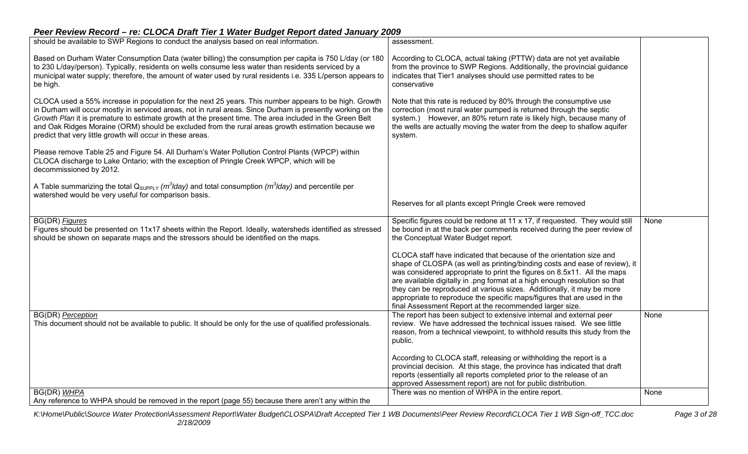## Peer Review Record – re: CLOCA Draft Tier 1 Water Budget Report dated January 2009

| | | |
|---|---|---|
| should be available to SWP Regions to conduct the analysis based on real information.<br><br>Based on Durham Water Consumption Data (water billing) the consumption per capita is 750 L/day (or 180 to 230 L/day/person). Typically, residents on wells consume less water than residents serviced by a municipal water supply; therefore, the amount of water used by rural residents i.e. 335 L/person appears to be high.<br><br>CLOCA used a 55% increase in population for the next 25 years. This number appears to be high. Growth in Durham will occur mostly in serviced areas, not in rural areas. Since Durham is presently working on the *Growth Plan* it is premature to estimate growth at the present time. The area included in the Green Belt and Oak Ridges Moraine (ORM) should be excluded from the rural areas growth estimation because we predict that very little growth will occur in these areas.<br><br>Please remove Table 25 and Figure 54. All Durham's Water Pollution Control Plants (WPCP) within CLOCA discharge to Lake Ontario; with the exception of Pringle Creek WPCP, which will be decommissioned by 2012.<br><br>A Table summarizing the total $Q_{SUPPLY}$ *($m^3/day$)* and total consumption *($m^3/day$)* and percentile per watershed would be very useful for comparison basis. | assessment.<br><br>According to CLOCA, actual taking (PTTW) data are not yet available from the province to SWP Regions. Additionally, the provincial guidance indicates that Tier1 analyses should use permitted rates to be conservative<br><br>Note that this rate is reduced by 80% through the consumptive use correction (most rural water pumped is returned through the septic system.) However, an 80% return rate is likely high, because many of the wells are actually moving the water from the deep to shallow aquifer system.<br><br>Reserves for all plants except Pringle Creek were removed | |
| BG(DR) *Figures*<br>Figures should be presented on 11x17 sheets within the Report. Ideally, watersheds identified as stressed should be shown on separate maps and the stressors should be identified on the maps. | Specific figures could be redone at 11 x 17, if requested. They would still be bound in at the back per comments received during the peer review of the Conceptual Water Budget report.<br><br>CLOCA staff have indicated that because of the orientation size and shape of CLOSPA (as well as printing/binding costs and ease of review), it was considered appropriate to print the figures on 8.5x11. All the maps are available digitally in .png format at a high enough resolution so that they can be reproduced at various sizes. Additionally, it may be more appropriate to reproduce the specific maps/figures that are used in the final Assessment Report at the recommended larger size. | None |
| BG(DR) *Perception*<br>This document should not be available to public. It should be only for the use of qualified professionals. | The report has been subject to extensive internal and external peer review. We have addressed the technical issues raised. We see little reason, from a technical viewpoint, to withhold results this study from the public.<br><br>According to CLOCA staff, releasing or withholding the report is a provincial decision. At this stage, the province has indicated that draft reports (essentially all reports completed prior to the release of an approved Assessment report) are not for public distribution. | None |
| BG(DR) *WHPA*<br>Any reference to WHPA should be removed in the report (page 55) because there aren't any within the | There was no mention of WHPA in the entire report. | None |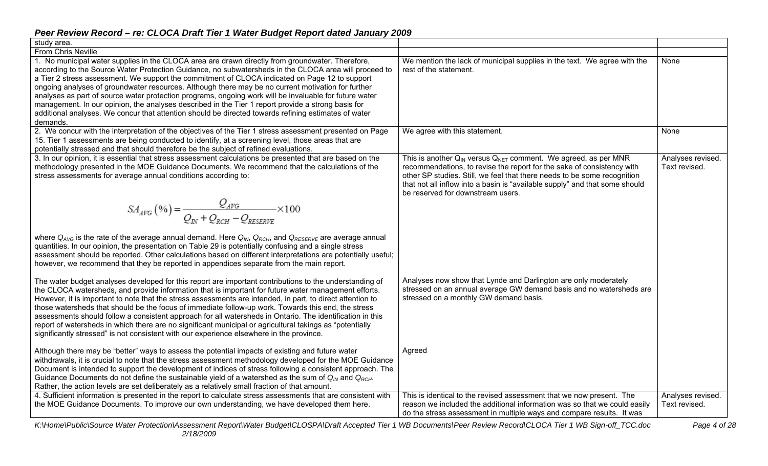| | | |
|---|---|---|
| study area. | | |
| From Chris Neville | | |
| 1. No municipal water supplies in the CLOCA area are drawn directly from groundwater. Therefore, according to the Source Water Protection Guidance, no subwatersheds in the CLOCA area will proceed to a Tier 2 stress assessment. We support the commitment of CLOCA indicated on Page 12 to support ongoing analyses of groundwater resources. Although there may be no current motivation for further analyses as part of source water protection programs, ongoing work will be invaluable for future water management. In our opinion, the analyses described in the Tier 1 report provide a strong basis for additional analyses. We concur that attention should be directed towards refining estimates of water demands. | We mention the lack of municipal supplies in the text. We agree with the rest of the statement. | None |
| 2. We concur with the interpretation of the objectives of the Tier 1 stress assessment presented on Page 15. Tier 1 assessments are being conducted to identify, at a screening level, those areas that are potentially stressed and that should therefore be the subject of refined evaluations. | We agree with this statement. | None |
| 3. In our opinion, it is essential that stress assessment calculations be presented that are based on the methodology presented in the MOE Guidance Documents. We recommend that the calculations of the stress assessments for average annual conditions according to: $$SA_{AVG}(\%) = \frac{Q_{AVG}}{Q_{IN} + Q_{RCH} - Q_{RESERVE}} \times 100$$ where $Q_{AVG}$ is the rate of the average annual demand. Here $Q_{IN}$, $Q_{RCH}$, and $Q_{RESERVE}$ are average annual quantities. In our opinion, the presentation on Table 29 is potentially confusing and a single stress assessment should be reported. Other calculations based on different interpretations are potentially useful; however, we recommend that they be reported in appendices separate from the main report.<br><br>The water budget analyses developed for this report are important contributions to the understanding of the CLOCA watersheds, and provide information that is important for future water management efforts. However, it is important to note that the stress assessments are intended, in part, to direct attention to those watersheds that should be the focus of immediate follow-up work. Towards this end, the stress assessments should follow a consistent approach for all watersheds in Ontario. The identification in this report of watersheds in which there are no significant municipal or agricultural takings as "potentially significantly stressed" is not consistent with our experience elsewhere in the province.<br><br>Although there may be "better" ways to assess the potential impacts of existing and future water withdrawals, it is crucial to note that the stress assessment methodology developed for the MOE Guidance Document is intended to support the development of indices of stress following a consistent approach. The Guidance Documents do not define the sustainable yield of a watershed as the sum of $Q_{IN}$ and $Q_{RCH}$. Rather, the action levels are set deliberately as a relatively small fraction of that amount. | This is another $Q_{IN}$ versus $Q_{NET}$ comment. We agreed, as per MNR recommendations, to revise the report for the sake of consistency with other SP studies. Still, we feel that there needs to be some recognition that not all inflow into a basin is "available supply" and that some should be reserved for downstream users.<br><br>Analyses now show that Lynde and Darlington are only moderately stressed on an annual average GW demand basis and no watersheds are stressed on a monthly GW demand basis.<br><br>Agreed | Analyses revised. Text revised. |
| 4. Sufficient information is presented in the report to calculate stress assessments that are consistent with the MOE Guidance Documents. To improve our own understanding, we have developed them here. | This is identical to the revised assessment that we now present. The reason we included the additional information was so that we could easily do the stress assessment in multiple ways and compare results. It was | Analyses revised. Text revised. |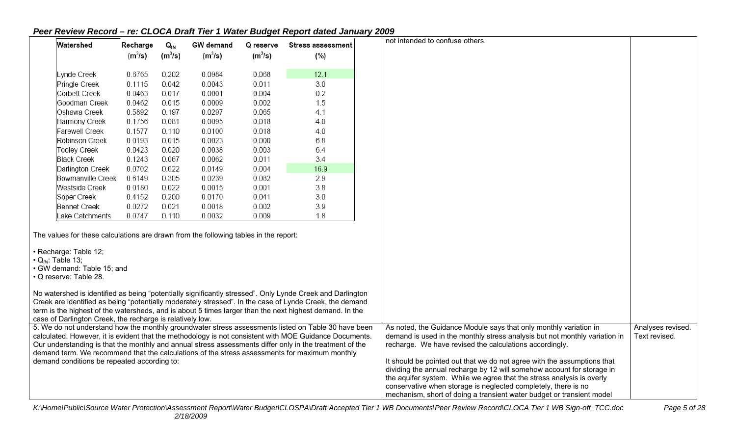## Peer Review Record – re: CLOCA Draft Tier 1 Water Budget Report dated January 2009

| Watershed | Recharge ($m^3/s$) | $Q_{IN}$ ($m^3/s$) | GW demand ($m^3/s$) | Q reserve ($m^3/s$) | Stress assessment (%) |
|---|---|---|---|---|---|
| Lynde Creek | 0.6765 | 0.202 | 0.0984 | 0.068 | 12.1 |
| Pringle Creek | 0.1115 | 0.042 | 0.0043 | 0.011 | 3.0 |
| Corbett Creek | 0.0463 | 0.017 | 0.0001 | 0.004 | 0.2 |
| Goodman Creek | 0.0462 | 0.015 | 0.0009 | 0.002 | 1.5 |
| Oshawa Creek | 0.5892 | 0.197 | 0.0297 | 0.065 | 4.1 |
| Harmony Creek | 0.1756 | 0.081 | 0.0095 | 0.018 | 4.0 |
| Farewell Creek | 0.1577 | 0.110 | 0.0100 | 0.018 | 4.0 |
| Robinson Creek | 0.0193 | 0.015 | 0.0023 | 0.000 | 6.8 |
| Tooley Creek | 0.0423 | 0.020 | 0.0038 | 0.003 | 6.4 |
| Black Creek | 0.1243 | 0.067 | 0.0062 | 0.011 | 3.4 |
| Darlington Creek | 0.0702 | 0.022 | 0.0149 | 0.004 | 16.9 |
| Bowmanville Creek | 0.6149 | 0.305 | 0.0239 | 0.082 | 2.9 |
| Westside Creek | 0.0180 | 0.022 | 0.0015 | 0.001 | 3.8 |
| Soper Creek | 0.4152 | 0.200 | 0.0170 | 0.041 | 3.0 |
| Bennet Creek | 0.0272 | 0.021 | 0.0018 | 0.002 | 3.9 |
| Lake Catchments | 0.0747 | 0.110 | 0.0032 | 0.009 | 1.8 |

The values for these calculations are drawn from the following tables in the report:

- Recharge: Table 12;
- $Q_{IN}$: Table 13;
- GW demand: Table 15; and
- Q reserve: Table 28.

No watershed is identified as being "potentially significantly stressed". Only Lynde Creek and Darlington Creek are identified as being "potentially moderately stressed". In the case of Lynde Creek, the demand term is the highest of the watersheds, and is about 5 times larger than the next highest demand. In the case of Darlington Creek, the recharge is relatively low.

Response: not intended to confuse others.

| Comment | Response | Action |
|---|---|---|
| 5. We do not understand how the monthly groundwater stress assessments listed on Table 30 have been calculated. However, it is evident that the methodology is not consistent with MOE Guidance Documents. Our understanding is that the monthly and annual stress assessments differ only in the treatment of the demand term. We recommend that the calculations of the stress assessments for maximum monthly demand conditions be repeated according to: | As noted, the Guidance Module says that only monthly variation in demand is used in the monthly stress analysis but not monthly variation in recharge. We have revised the calculations accordingly.<br><br>It should be pointed out that we do not agree with the assumptions that dividing the annual recharge by 12 will somehow account for storage in the aquifer system. While we agree that the stress analysis is overly conservative when storage is neglected completely, there is no mechanism, short of doing a transient water budget or transient model | Analyses revised. Text revised. |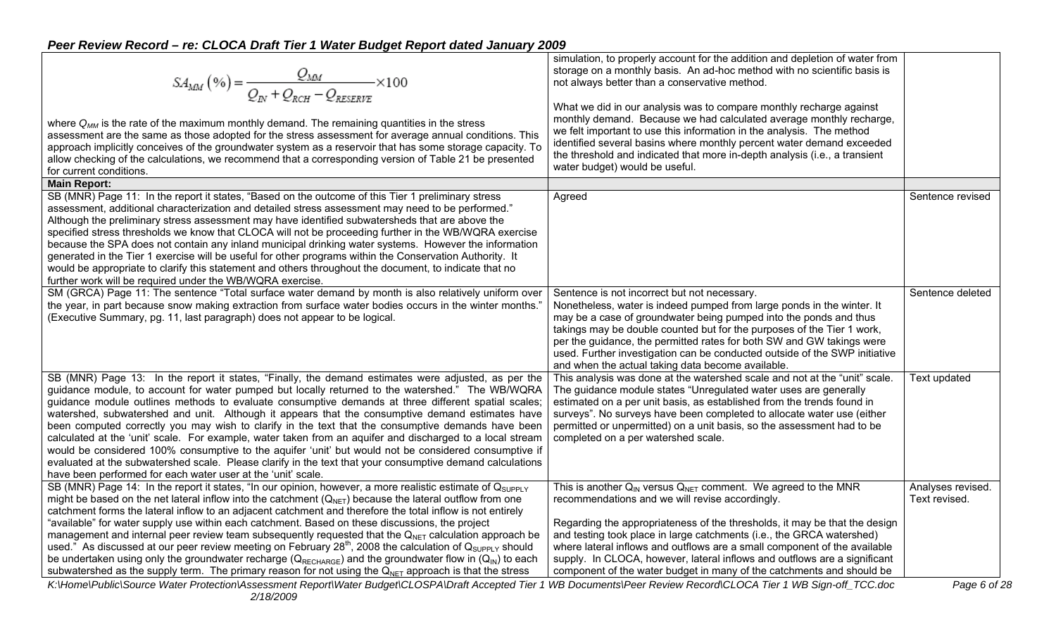| | | |
|---|---|---|
| $$SA_{MM}\left(\%\right)=\frac{Q_{MM}}{Q_{IN}+Q_{RCH}-Q_{RESERVE}}\times 100$$ where $Q_{MM}$ is the rate of the maximum monthly demand. The remaining quantities in the stress assessment are the same as those adopted for the stress assessment for average annual conditions. This approach implicitly conceives of the groundwater system as a reservoir that has some storage capacity. To allow checking of the calculations, we recommend that a corresponding version of Table 21 be presented for current conditions. | simulation, to properly account for the addition and depletion of water from storage on a monthly basis. An ad-hoc method with no scientific basis is not always better than a conservative method. What we did in our analysis was to compare monthly recharge against monthly demand. Because we had calculated average monthly recharge, we felt important to use this information in the analysis. The method identified several basins where monthly percent water demand exceeded the threshold and indicated that more in-depth analysis (i.e., a transient water budget) would be useful. | |
| **Main Report:** | | |
| SB (MNR) Page 11: In the report it states, "Based on the outcome of this Tier 1 preliminary stress assessment, additional characterization and detailed stress assessment may need to be performed." Although the preliminary stress assessment may have identified subwatersheds that are above the specified stress thresholds we know that CLOCA will not be proceeding further in the WB/WQRA exercise because the SPA does not contain any inland municipal drinking water systems. However the information generated in the Tier 1 exercise will be useful for other programs within the Conservation Authority. It would be appropriate to clarify this statement and others throughout the document, to indicate that no further work will be required under the WB/WQRA exercise. | Agreed | Sentence revised |
| SM (GRCA) Page 11: The sentence "Total surface water demand by month is also relatively uniform over the year, in part because snow making extraction from surface water bodies occurs in the winter months." (Executive Summary, pg. 11, last paragraph) does not appear to be logical. | Sentence is not incorrect but not necessary. Nonetheless, water is indeed pumped from large ponds in the winter. It may be a case of groundwater being pumped into the ponds and thus takings may be double counted but for the purposes of the Tier 1 work, per the guidance, the permitted rates for both SW and GW takings were used. Further investigation can be conducted outside of the SWP initiative and when the actual taking data become available. | Sentence deleted |
| SB (MNR) Page 13: In the report it states, "Finally, the demand estimates were adjusted, as per the guidance module, to account for water pumped but locally returned to the watershed." The WB/WQRA guidance module outlines methods to evaluate consumptive demands at three different spatial scales; watershed, subwatershed and unit. Although it appears that the consumptive demand estimates have been computed correctly you may wish to clarify in the text that the consumptive demands have been calculated at the 'unit' scale. For example, water taken from an aquifer and discharged to a local stream would be considered 100% consumptive to the aquifer 'unit' but would not be considered consumptive if evaluated at the subwatershed scale. Please clarify in the text that your consumptive demand calculations have been performed for each water user at the 'unit' scale. | This analysis was done at the watershed scale and not at the "unit" scale. The guidance module states "Unregulated water uses are generally estimated on a per unit basis, as established from the trends found in surveys". No surveys have been completed to allocate water use (either permitted or unpermitted) on a unit basis, so the assessment had to be completed on a per watershed scale. | Text updated |
| SB (MNR) Page 14: In the report it states, "In our opinion, however, a more realistic estimate of $Q_{SUPPLY}$ might be based on the net lateral inflow into the catchment ($Q_{NET}$) because the lateral outflow from one catchment forms the lateral inflow to an adjacent catchment and therefore the total inflow is not entirely "available" for water supply use within each catchment. Based on these discussions, the project management and internal peer review team subsequently requested that the $Q_{NET}$ calculation approach be used." As discussed at our peer review meeting on February 28th, 2008 the calculation of $Q_{SUPPLY}$ should be undertaken using only the groundwater recharge ($Q_{RECHARGE}$) and the groundwater flow in ($Q_{IN}$) to each subwatershed as the supply term. The primary reason for not using the $Q_{NET}$ approach is that the stress | This is another $Q_{IN}$ versus $Q_{NET}$ comment. We agreed to the MNR recommendations and we will revise accordingly. Regarding the appropriateness of the thresholds, it may be that the design and testing took place in large catchments (i.e., the GRCA watershed) where lateral inflows and outflows are a small component of the available supply. In CLOCA, however, lateral inflows and outflows are a significant component of the water budget in many of the catchments and should be | Analyses revised. Text revised. |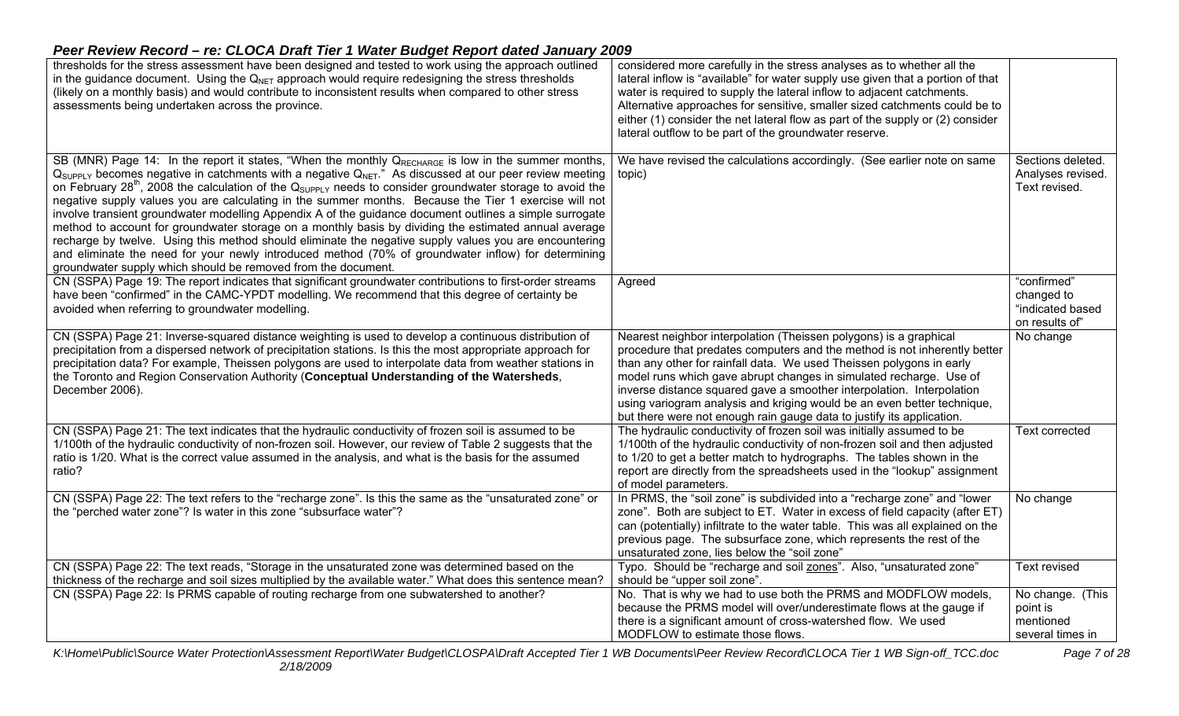| | | |
|---|---|---|
| thresholds for the stress assessment have been designed and tested to work using the approach outlined in the guidance document. Using the $Q_{NET}$ approach would require redesigning the stress thresholds (likely on a monthly basis) and would contribute to inconsistent results when compared to other stress assessments being undertaken across the province. | considered more carefully in the stress analyses as to whether all the lateral inflow is "available" for water supply use given that a portion of that water is required to supply the lateral inflow to adjacent catchments. Alternative approaches for sensitive, smaller sized catchments could be to either (1) consider the net lateral flow as part of the supply or (2) consider lateral outflow to be part of the groundwater reserve. | |
| SB (MNR) Page 14: In the report it states, "When the monthly $Q_{RECHARGE}$ is low in the summer months, $Q_{SUPPLY}$ becomes negative in catchments with a negative $Q_{NET}$." As discussed at our peer review meeting on February 28th, 2008 the calculation of the $Q_{SUPPLY}$ needs to consider groundwater storage to avoid the negative supply values you are calculating in the summer months. Because the Tier 1 exercise will not involve transient groundwater modelling Appendix A of the guidance document outlines a simple surrogate method to account for groundwater storage on a monthly basis by dividing the estimated annual average recharge by twelve. Using this method should eliminate the negative supply values you are encountering and eliminate the need for your newly introduced method (70% of groundwater inflow) for determining groundwater supply which should be removed from the document. | We have revised the calculations accordingly. (See earlier note on same topic) | Sections deleted. Analyses revised. Text revised. |
| CN (SSPA) Page 19: The report indicates that significant groundwater contributions to first-order streams have been "confirmed" in the CAMC-YPDT modelling. We recommend that this degree of certainty be avoided when referring to groundwater modelling. | Agreed | "confirmed" changed to "indicated based on results of" |
| CN (SSPA) Page 21: Inverse-squared distance weighting is used to develop a continuous distribution of precipitation from a dispersed network of precipitation stations. Is this the most appropriate approach for precipitation data? For example, Theissen polygons are used to interpolate data from weather stations in the Toronto and Region Conservation Authority (**Conceptual Understanding of the Watersheds**, December 2006). | Nearest neighbor interpolation (Theissen polygons) is a graphical procedure that predates computers and the method is not inherently better than any other for rainfall data. We used Theissen polygons in early model runs which gave abrupt changes in simulated recharge. Use of inverse distance squared gave a smoother interpolation. Interpolation using variogram analysis and kriging would be an even better technique, but there were not enough rain gauge data to justify its application. | No change |
| CN (SSPA) Page 21: The text indicates that the hydraulic conductivity of frozen soil is assumed to be 1/100th of the hydraulic conductivity of non-frozen soil. However, our review of Table 2 suggests that the ratio is 1/20. What is the correct value assumed in the analysis, and what is the basis for the assumed ratio? | The hydraulic conductivity of frozen soil was initially assumed to be 1/100th of the hydraulic conductivity of non-frozen soil and then adjusted to 1/20 to get a better match to hydrographs. The tables shown in the report are directly from the spreadsheets used in the "lookup" assignment of model parameters. | Text corrected |
| CN (SSPA) Page 22: The text refers to the "recharge zone". Is this the same as the "unsaturated zone" or the "perched water zone"? Is water in this zone "subsurface water"? | In PRMS, the "soil zone" is subdivided into a "recharge zone" and "lower zone". Both are subject to ET. Water in excess of field capacity (after ET) can (potentially) infiltrate to the water table. This was all explained on the previous page. The subsurface zone, which represents the rest of the unsaturated zone, lies below the "soil zone" | No change |
| CN (SSPA) Page 22: The text reads, "Storage in the unsaturated zone was determined based on the thickness of the recharge and soil sizes multiplied by the available water." What does this sentence mean? | Typo. Should be "recharge and soil zones". Also, "unsaturated zone" should be "upper soil zone". | Text revised |
| CN (SSPA) Page 22: Is PRMS capable of routing recharge from one subwatershed to another? | No. That is why we had to use both the PRMS and MODFLOW models, because the PRMS model will over/underestimate flows at the gauge if there is a significant amount of cross-watershed flow. We used MODFLOW to estimate those flows. | No change. (This point is mentioned several times in |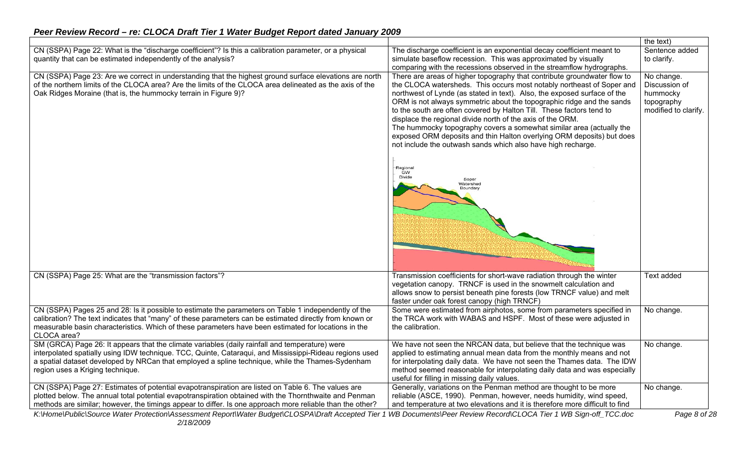## Peer Review Record – re: CLOCA Draft Tier 1 Water Budget Report dated January 2009

| | | |
|---|---|---|
| | | the text) |
| CN (SSPA) Page 22: What is the "discharge coefficient"? Is this a calibration parameter, or a physical quantity that can be estimated independently of the analysis? | The discharge coefficient is an exponential decay coefficient meant to simulate baseflow recession. This was approximated by visually comparing with the recessions observed in the streamflow hydrographs. | Sentence added to clarify. |
| CN (SSPA) Page 23: Are we correct in understanding that the highest ground surface elevations are north of the northern limits of the CLOCA area? Are the limits of the CLOCA area delineated as the axis of the Oak Ridges Moraine (that is, the hummocky terrain in Figure 9)? | There are areas of higher topography that contribute groundwater flow to the CLOCA watersheds. This occurs most notably northeast of Soper and northwest of Lynde (as stated in text). Also, the exposed surface of the ORM is not always symmetric about the topographic ridge and the sands to the south are often covered by Halton Till. These factors tend to displace the regional divide north of the axis of the ORM. The hummocky topography covers a somewhat similar area (actually the exposed ORM deposits and thin Halton overlying ORM deposits) but does not include the outwash sands which also have high recharge. Regional GW Divide; Soper Watershed Boundary | No change. Discussion of hummocky topography modified to clarify. |
| CN (SSPA) Page 25: What are the "transmission factors"? | Transmission coefficients for short-wave radiation through the winter vegetation canopy. TRNCF is used in the snowmelt calculation and allows snow to persist beneath pine forests (low TRNCF value) and melt faster under oak forest canopy (high TRNCF) | Text added |
| CN (SSPA) Pages 25 and 28: Is it possible to estimate the parameters on Table 1 independently of the calibration? The text indicates that "many" of these parameters can be estimated directly from known or measurable basin characteristics. Which of these parameters have been estimated for locations in the CLOCA area? | Some were estimated from airphotos, some from parameters specified in the TRCA work with WABAS and HSPF. Most of these were adjusted in the calibration. | No change. |
| SM (GRCA) Page 26: It appears that the climate variables (daily rainfall and temperature) were interpolated spatially using IDW technique. TCC, Quinte, Cataraqui, and Mississippi-Rideau regions used a spatial dataset developed by NRCan that employed a spline technique, while the Thames-Sydenham region uses a Kriging technique. | We have not seen the NRCAN data, but believe that the technique was applied to estimating annual mean data from the monthly means and not for interpolating daily data. We have not seen the Thames data. The IDW method seemed reasonable for interpolating daily data and was especially useful for filling in missing daily values. | No change. |
| CN (SSPA) Page 27: Estimates of potential evapotranspiration are listed on Table 6. The values are plotted below. The annual total potential evapotranspiration obtained with the Thornthwaite and Penman methods are similar; however, the timings appear to differ. Is one approach more reliable than the other? | Generally, variations on the Penman method are thought to be more reliable (ASCE, 1990). Penman, however, needs humidity, wind speed, and temperature at two elevations and it is therefore more difficult to find | No change. |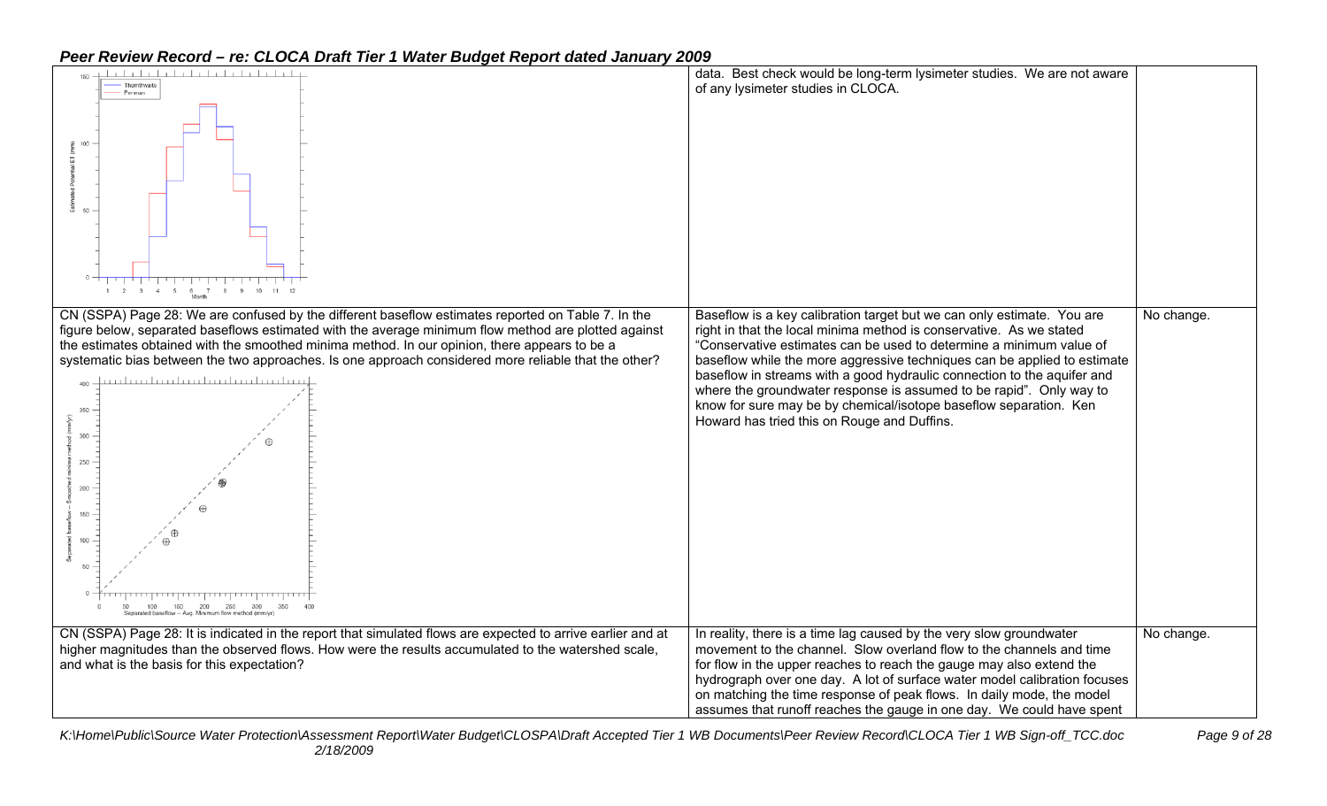| | | |
|---|---|---|
| | data. Best check would be long-term lysimeter studies. We are not aware of any lysimeter studies in CLOCA. | |
| CN (SSPA) Page 28: We are confused by the different baseflow estimates reported on Table 7. In the figure below, separated baseflows estimated with the average minimum flow method are plotted against the estimates obtained with the smoothed minima method. In our opinion, there appears to be a systematic bias between the two approaches. Is one approach considered more reliable that the other? | Baseflow is a key calibration target but we can only estimate. You are right in that the local minima method is conservative. As we stated "Conservative estimates can be used to determine a minimum value of baseflow while the more aggressive techniques can be applied to estimate baseflow in streams with a good hydraulic connection to the aquifer and where the groundwater response is assumed to be rapid". Only way to know for sure may be by chemical/isotope baseflow separation. Ken Howard has tried this on Rouge and Duffins. | No change. |
| CN (SSPA) Page 28: It is indicated in the report that simulated flows are expected to arrive earlier and at higher magnitudes than the observed flows. How were the results accumulated to the watershed scale, and what is the basis for this expectation? | In reality, there is a time lag caused by the very slow groundwater movement to the channel. Slow overland flow to the channels and time for flow in the upper reaches to reach the gauge may also extend the hydrograph over one day. A lot of surface water model calibration focuses on matching the time response of peak flows. In daily mode, the model assumes that runoff reaches the gauge in one day. We could have spent | No change. |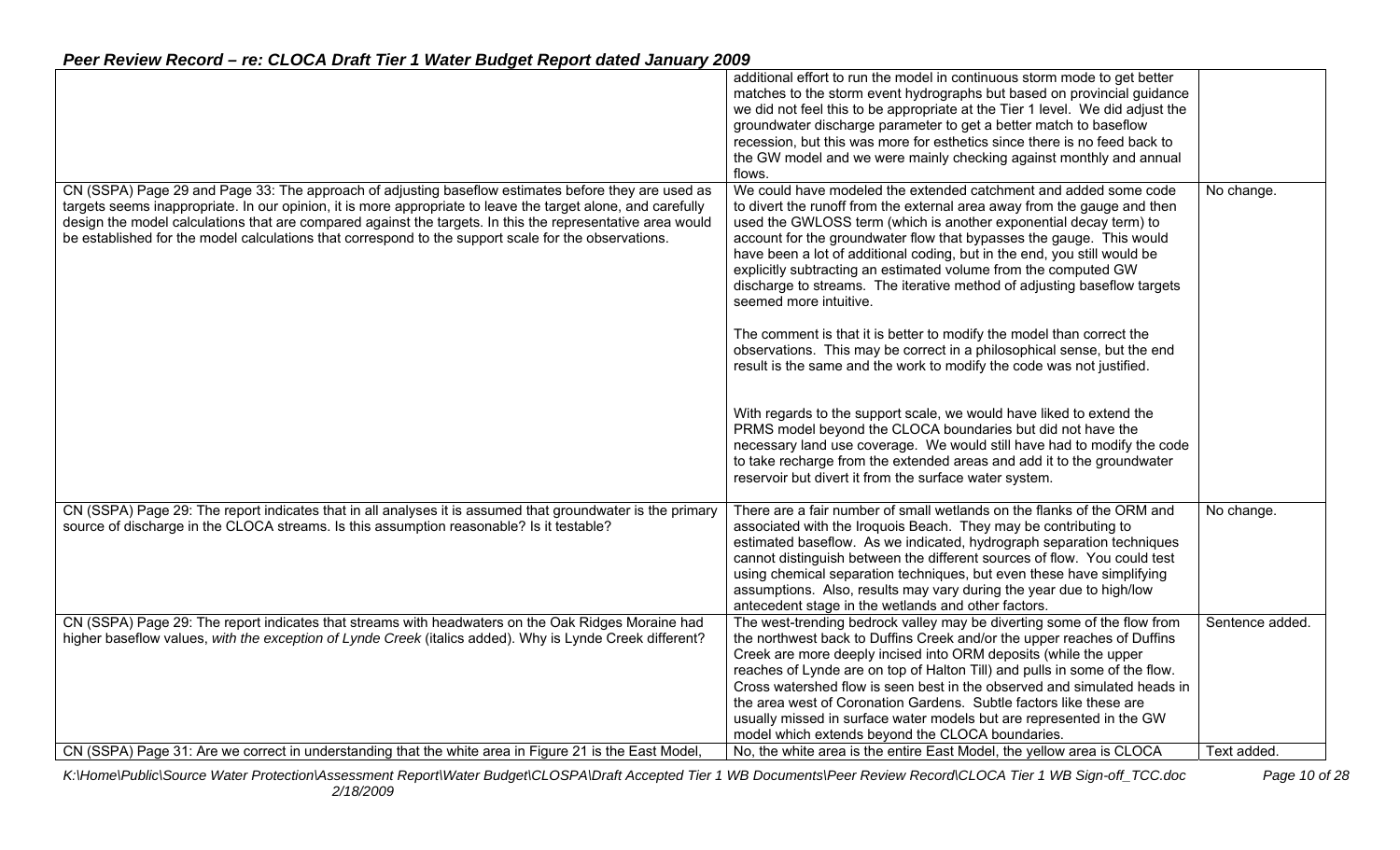| | | |
|---|---|---|
| | additional effort to run the model in continuous storm mode to get better matches to the storm event hydrographs but based on provincial guidance we did not feel this to be appropriate at the Tier 1 level. We did adjust the groundwater discharge parameter to get a better match to baseflow recession, but this was more for esthetics since there is no feed back to the GW model and we were mainly checking against monthly and annual flows. | |
| CN (SSPA) Page 29 and Page 33: The approach of adjusting baseflow estimates before they are used as targets seems inappropriate. In our opinion, it is more appropriate to leave the target alone, and carefully design the model calculations that are compared against the targets. In this the representative area would be established for the model calculations that correspond to the support scale for the observations. | We could have modeled the extended catchment and added some code to divert the runoff from the external area away from the gauge and then used the GWLOSS term (which is another exponential decay term) to account for the groundwater flow that bypasses the gauge. This would have been a lot of additional coding, but in the end, you still would be explicitly subtracting an estimated volume from the computed GW discharge to streams. The iterative method of adjusting baseflow targets seemed more intuitive.<br><br>The comment is that it is better to modify the model than correct the observations. This may be correct in a philosophical sense, but the end result is the same and the work to modify the code was not justified.<br><br>With regards to the support scale, we would have liked to extend the PRMS model beyond the CLOCA boundaries but did not have the necessary land use coverage. We would still have had to modify the code to take recharge from the extended areas and add it to the groundwater reservoir but divert it from the surface water system. | No change. |
| CN (SSPA) Page 29: The report indicates that in all analyses it is assumed that groundwater is the primary source of discharge in the CLOCA streams. Is this assumption reasonable? Is it testable? | There are a fair number of small wetlands on the flanks of the ORM and associated with the Iroquois Beach. They may be contributing to estimated baseflow. As we indicated, hydrograph separation techniques cannot distinguish between the different sources of flow. You could test using chemical separation techniques, but even these have simplifying assumptions. Also, results may vary during the year due to high/low antecedent stage in the wetlands and other factors. | No change. |
| CN (SSPA) Page 29: The report indicates that streams with headwaters on the Oak Ridges Moraine had higher baseflow values, *with the exception of Lynde Creek* (italics added). Why is Lynde Creek different? | The west-trending bedrock valley may be diverting some of the flow from the northwest back to Duffins Creek and/or the upper reaches of Duffins Creek are more deeply incised into ORM deposits (while the upper reaches of Lynde are on top of Halton Till) and pulls in some of the flow. Cross watershed flow is seen best in the observed and simulated heads in the area west of Coronation Gardens. Subtle factors like these are usually missed in surface water models but are represented in the GW model which extends beyond the CLOCA boundaries. | Sentence added. |
| CN (SSPA) Page 31: Are we correct in understanding that the white area in Figure 21 is the East Model, | No, the white area is the entire East Model, the yellow area is CLOCA | Text added. |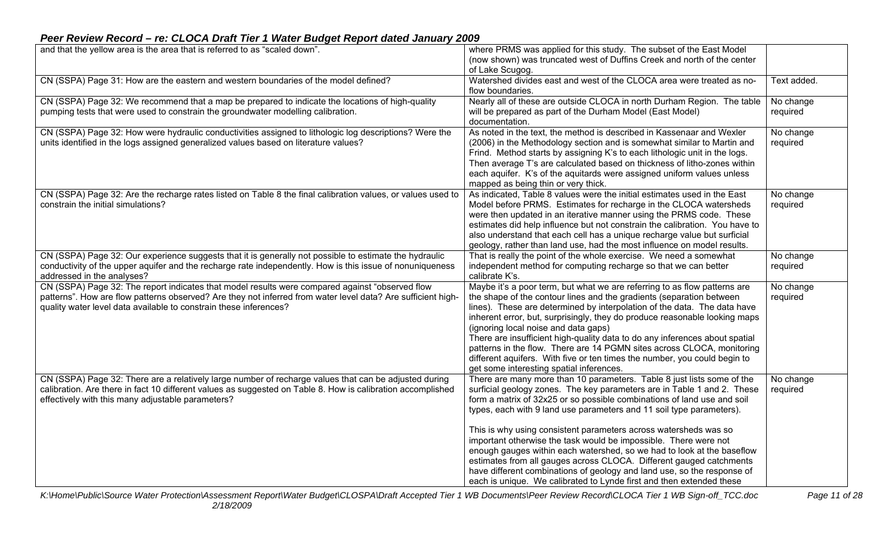| | | |
|---|---|---|
| and that the yellow area is the area that is referred to as "scaled down". | where PRMS was applied for this study. The subset of the East Model (now shown) was truncated west of Duffins Creek and north of the center of Lake Scugog. | |
| CN (SSPA) Page 31: How are the eastern and western boundaries of the model defined? | Watershed divides east and west of the CLOCA area were treated as no-flow boundaries. | Text added. |
| CN (SSPA) Page 32: We recommend that a map be prepared to indicate the locations of high-quality pumping tests that were used to constrain the groundwater modelling calibration. | Nearly all of these are outside CLOCA in north Durham Region. The table will be prepared as part of the Durham Model (East Model) documentation. | No change required |
| CN (SSPA) Page 32: How were hydraulic conductivities assigned to lithologic log descriptions? Were the units identified in the logs assigned generalized values based on literature values? | As noted in the text, the method is described in Kassenaar and Wexler (2006) in the Methodology section and is somewhat similar to Martin and Frind. Method starts by assigning K's to each lithologic unit in the logs. Then average T's are calculated based on thickness of litho-zones within each aquifer. K's of the aquitards were assigned uniform values unless mapped as being thin or very thick. | No change required |
| CN (SSPA) Page 32: Are the recharge rates listed on Table 8 the final calibration values, or values used to constrain the initial simulations? | As indicated, Table 8 values were the initial estimates used in the East Model before PRMS. Estimates for recharge in the CLOCA watersheds were then updated in an iterative manner using the PRMS code. These estimates did help influence but not constrain the calibration. You have to also understand that each cell has a unique recharge value but surficial geology, rather than land use, had the most influence on model results. | No change required |
| CN (SSPA) Page 32: Our experience suggests that it is generally not possible to estimate the hydraulic conductivity of the upper aquifer and the recharge rate independently. How is this issue of nonuniqueness addressed in the analyses? | That is really the point of the whole exercise. We need a somewhat independent method for computing recharge so that we can better calibrate K's. | No change required |
| CN (SSPA) Page 32: The report indicates that model results were compared against "observed flow patterns". How are flow patterns observed? Are they not inferred from water level data? Are sufficient high-quality water level data available to constrain these inferences? | Maybe it's a poor term, but what we are referring to as flow patterns are the shape of the contour lines and the gradients (separation between lines). These are determined by interpolation of the data. The data have inherent error, but, surprisingly, they do produce reasonable looking maps (ignoring local noise and data gaps)<br>There are insufficient high-quality data to do any inferences about spatial patterns in the flow. There are 14 PGMN sites across CLOCA, monitoring different aquifers. With five or ten times the number, you could begin to get some interesting spatial inferences. | No change required |
| CN (SSPA) Page 32: There are a relatively large number of recharge values that can be adjusted during calibration. Are there in fact 10 different values as suggested on Table 8. How is calibration accomplished effectively with this many adjustable parameters? | There are many more than 10 parameters. Table 8 just lists some of the surficial geology zones. The key parameters are in Table 1 and 2. These form a matrix of 32x25 or so possible combinations of land use and soil types, each with 9 land use parameters and 11 soil type parameters).<br><br>This is why using consistent parameters across watersheds was so important otherwise the task would be impossible. There were not enough gauges within each watershed, so we had to look at the baseflow estimates from all gauges across CLOCA. Different gauged catchments have different combinations of geology and land use, so the response of each is unique. We calibrated to Lynde first and then extended these | No change required |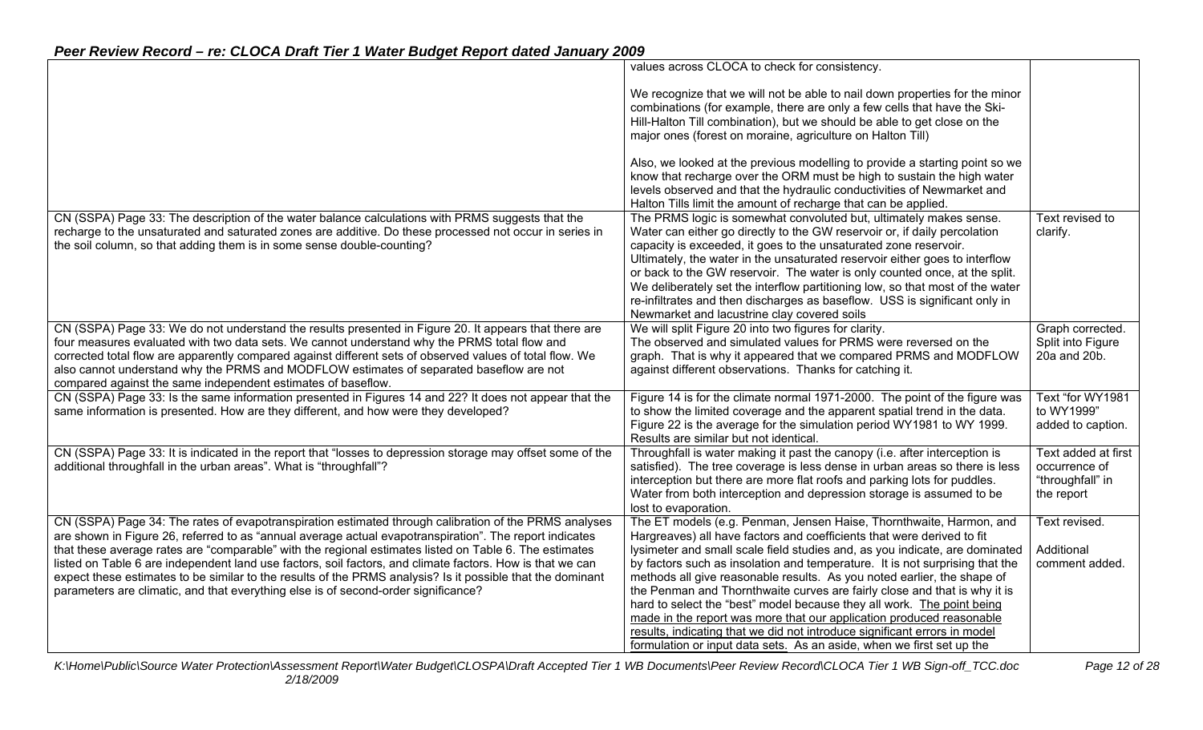*Peer Review Record – re: CLOCA Draft Tier 1 Water Budget Report dated January 2009*

| | | |
|---|---|---|
| | values across CLOCA to check for consistency.<br><br>We recognize that we will not be able to nail down properties for the minor combinations (for example, there are only a few cells that have the Ski-Hill-Halton Till combination), but we should be able to get close on the major ones (forest on moraine, agriculture on Halton Till)<br><br>Also, we looked at the previous modelling to provide a starting point so we know that recharge over the ORM must be high to sustain the high water levels observed and that the hydraulic conductivities of Newmarket and Halton Tills limit the amount of recharge that can be applied. | |
| CN (SSPA) Page 33: The description of the water balance calculations with PRMS suggests that the recharge to the unsaturated and saturated zones are additive. Do these processed not occur in series in the soil column, so that adding them is in some sense double-counting? | The PRMS logic is somewhat convoluted but, ultimately makes sense. Water can either go directly to the GW reservoir or, if daily percolation capacity is exceeded, it goes to the unsaturated zone reservoir. Ultimately, the water in the unsaturated reservoir either goes to interflow or back to the GW reservoir. The water is only counted once, at the split. We deliberately set the interflow partitioning low, so that most of the water re-infiltrates and then discharges as baseflow. USS is significant only in Newmarket and lacustrine clay covered soils | Text revised to clarify. |
| CN (SSPA) Page 33: We do not understand the results presented in Figure 20. It appears that there are four measures evaluated with two data sets. We cannot understand why the PRMS total flow and corrected total flow are apparently compared against different sets of observed values of total flow. We also cannot understand why the PRMS and MODFLOW estimates of separated baseflow are not compared against the same independent estimates of baseflow. | We will split Figure 20 into two figures for clarity.<br>The observed and simulated values for PRMS were reversed on the graph. That is why it appeared that we compared PRMS and MODFLOW against different observations. Thanks for catching it. | Graph corrected. Split into Figure 20a and 20b. |
| CN (SSPA) Page 33: Is the same information presented in Figures 14 and 22? It does not appear that the same information is presented. How are they different, and how were they developed? | Figure 14 is for the climate normal 1971-2000. The point of the figure was to show the limited coverage and the apparent spatial trend in the data. Figure 22 is the average for the simulation period WY1981 to WY 1999. Results are similar but not identical. | Text "for WY1981 to WY1999" added to caption. |
| CN (SSPA) Page 33: It is indicated in the report that "losses to depression storage may offset some of the additional throughfall in the urban areas". What is "throughfall"? | Throughfall is water making it past the canopy (i.e. after interception is satisfied). The tree coverage is less dense in urban areas so there is less interception but there are more flat roofs and parking lots for puddles. Water from both interception and depression storage is assumed to be lost to evaporation. | Text added at first occurrence of "throughfall" in the report |
| CN (SSPA) Page 34: The rates of evapotranspiration estimated through calibration of the PRMS analyses are shown in Figure 26, referred to as "annual average actual evapotranspiration". The report indicates that these average rates are "comparable" with the regional estimates listed on Table 6. The estimates listed on Table 6 are independent land use factors, soil factors, and climate factors. How is that we can expect these estimates to be similar to the results of the PRMS analysis? Is it possible that the dominant parameters are climatic, and that everything else is of second-order significance? | The ET models (e.g. Penman, Jensen Haise, Thornthwaite, Harmon, and Hargreaves) all have factors and coefficients that were derived to fit lysimeter and small scale field studies and, as you indicate, are dominated by factors such as insolation and temperature. It is not surprising that the methods all give reasonable results. As you noted earlier, the shape of the Penman and Thornthwaite curves are fairly close and that is why it is hard to select the "best" model because they all work. <u>The point being made in the report was more that our application produced reasonable results, indicating that we did not introduce significant errors in model formulation or input data sets.</u> As an aside, when we first set up the | Text revised.<br><br>Additional comment added. |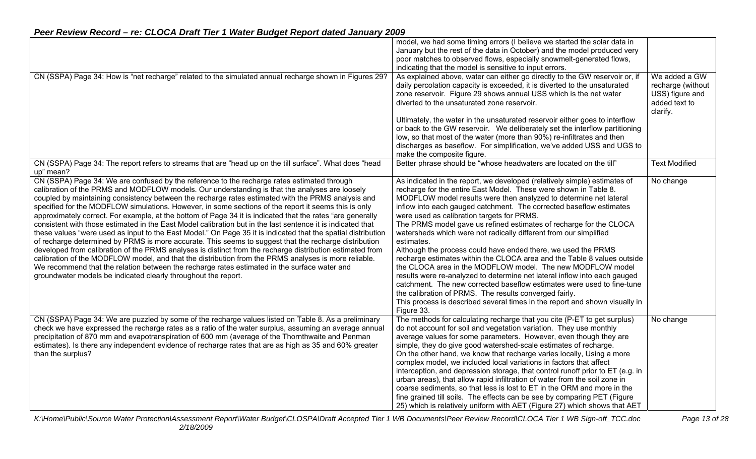| | | |
|---|---|---|
| | model, we had some timing errors (I believe we started the solar data in January but the rest of the data in October) and the model produced very poor matches to observed flows, especially snowmelt-generated flows, indicating that the model is sensitive to input errors. | |
| CN (SSPA) Page 34: How is "net recharge" related to the simulated annual recharge shown in Figures 29? | As explained above, water can either go directly to the GW reservoir or, if daily percolation capacity is exceeded, it is diverted to the unsaturated zone reservoir. Figure 29 shows annual USS which is the net water diverted to the unsaturated zone reservoir.<br><br>Ultimately, the water in the unsaturated reservoir either goes to interflow or back to the GW reservoir. We deliberately set the interflow partitioning low, so that most of the water (more than 90%) re-infiltrates and then discharges as baseflow. For simplification, we've added USS and UGS to make the composite figure. | We added a GW recharge (without USS) figure and added text to clarify. |
| CN (SSPA) Page 34: The report refers to streams that are "head up on the till surface". What does "head up" mean? | Better phrase should be "whose headwaters are located on the till" | Text Modified |
| CN (SSPA) Page 34: We are confused by the reference to the recharge rates estimated through calibration of the PRMS and MODFLOW models. Our understanding is that the analyses are loosely coupled by maintaining consistency between the recharge rates estimated with the PRMS analysis and specified for the MODFLOW simulations. However, in some sections of the report it seems this is only approximately correct. For example, at the bottom of Page 34 it is indicated that the rates "are generally consistent with those estimated in the East Model calibration but in the last sentence it is indicated that these values "were used as input to the East Model." On Page 35 it is indicated that the spatial distribution of recharge determined by PRMS is more accurate. This seems to suggest that the recharge distribution developed from calibration of the PRMS analyses is distinct from the recharge distribution estimated from calibration of the MODFLOW model, and that the distribution from the PRMS analyses is more reliable. We recommend that the relation between the recharge rates estimated in the surface water and groundwater models be indicated clearly throughout the report. | As indicated in the report, we developed (relatively simple) estimates of recharge for the entire East Model. These were shown in Table 8. MODFLOW model results were then analyzed to determine net lateral inflow into each gauged catchment. The corrected baseflow estimates were used as calibration targets for PRMS.<br>The PRMS model gave us refined estimates of recharge for the CLOCA watersheds which were not radically different from our simplified estimates.<br>Although the process could have ended there, we used the PRMS recharge estimates within the CLOCA area and the Table 8 values outside the CLOCA area in the MODFLOW model. The new MODFLOW model results were re-analyzed to determine net lateral inflow into each gauged catchment. The new corrected baseflow estimates were used to fine-tune the calibration of PRMS. The results converged fairly.<br>This process is described several times in the report and shown visually in Figure 33. | No change |
| CN (SSPA) Page 34: We are puzzled by some of the recharge values listed on Table 8. As a preliminary check we have expressed the recharge rates as a ratio of the water surplus, assuming an average annual precipitation of 870 mm and evapotranspiration of 600 mm (average of the Thornthwaite and Penman estimates). Is there any independent evidence of recharge rates that are as high as 35 and 60% greater than the surplus? | The methods for calculating recharge that you cite (P-ET to get surplus) do not account for soil and vegetation variation. They use monthly average values for some parameters. However, even though they are simple, they do give good watershed-scale estimates of recharge.<br>On the other hand, we know that recharge varies locally, Using a more complex model, we included local variations in factors that affect interception, and depression storage, that control runoff prior to ET (e.g. in urban areas), that allow rapid infiltration of water from the soil zone in coarse sediments, so that less is lost to ET in the ORM and more in the fine grained till soils. The effects can be see by comparing PET (Figure 25) which is relatively uniform with AET (Figure 27) which shows that AET | No change |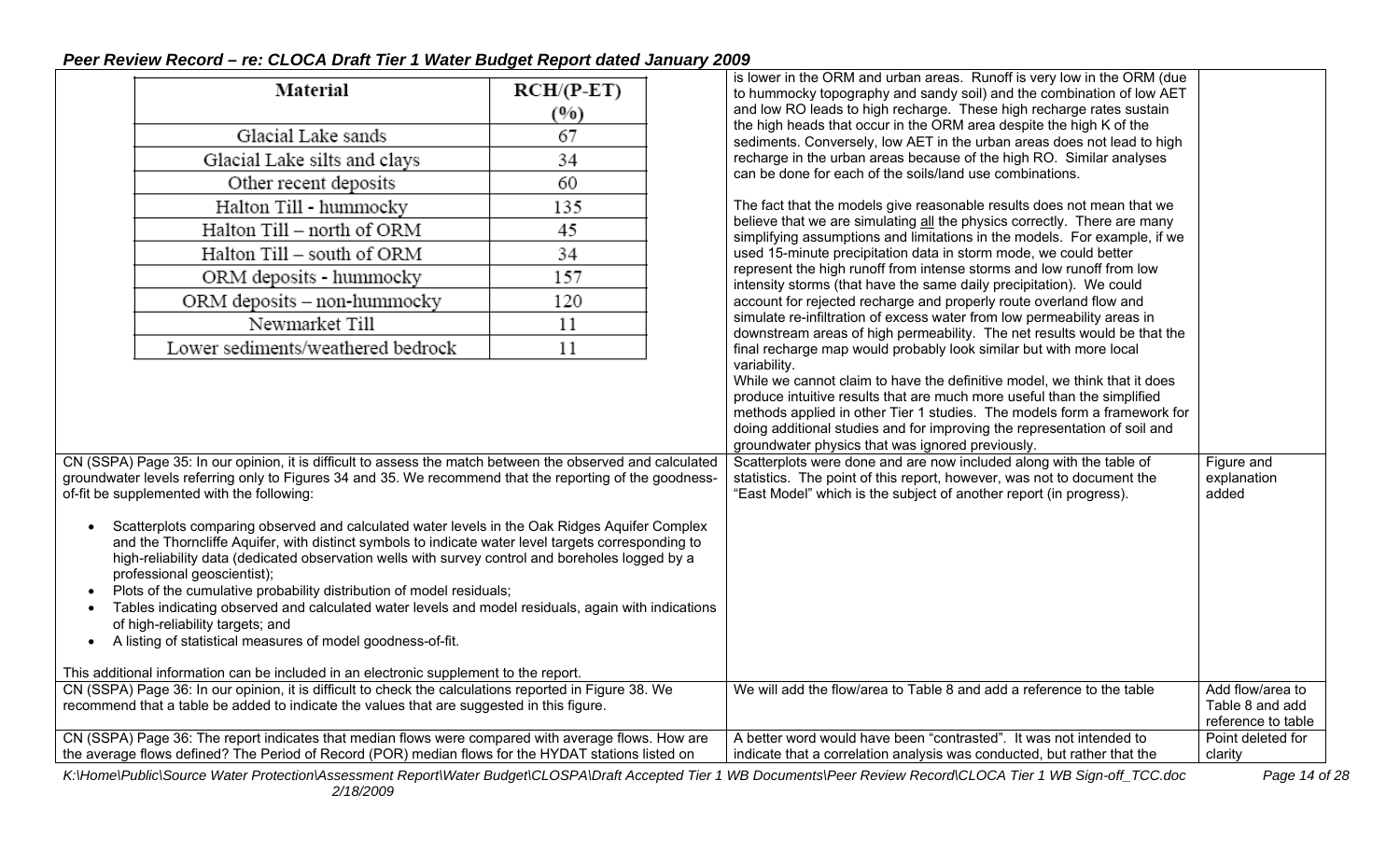*Peer Review Record – re: CLOCA Draft Tier 1 Water Budget Report dated January 2009*

| Comment | Response | Action |
|---|---|---|
| <table><tr><th>Material</th><th>RCH/(P-ET) (%)</th></tr><tr><td>Glacial Lake sands</td><td>67</td></tr><tr><td>Glacial Lake silts and clays</td><td>34</td></tr><tr><td>Other recent deposits</td><td>60</td></tr><tr><td>Halton Till - hummocky</td><td>135</td></tr><tr><td>Halton Till – north of ORM</td><td>45</td></tr><tr><td>Halton Till – south of ORM</td><td>34</td></tr><tr><td>ORM deposits - hummocky</td><td>157</td></tr><tr><td>ORM deposits – non-hummocky</td><td>120</td></tr><tr><td>Newmarket Till</td><td>11</td></tr><tr><td>Lower sediments/weathered bedrock</td><td>11</td></tr></table> | is lower in the ORM and urban areas. Runoff is very low in the ORM (due to hummocky topography and sandy soil) and the combination of low AET and low RO leads to high recharge. These high recharge rates sustain the high heads that occur in the ORM area despite the high K of the sediments. Conversely, low AET in the urban areas does not lead to high recharge in the urban areas because of the high RO. Similar analyses can be done for each of the soils/land use combinations.<br><br>The fact that the models give reasonable results does not mean that we believe that we are simulating all the physics correctly. There are many simplifying assumptions and limitations in the models. For example, if we used 15-minute precipitation data in storm mode, we could better represent the high runoff from intense storms and low runoff from low intensity storms (that have the same daily precipitation). We could account for rejected recharge and properly route overland flow and simulate re-infiltration of excess water from low permeability areas in downstream areas of high permeability. The net results would be that the final recharge map would probably look similar but with more local variability.<br>While we cannot claim to have the definitive model, we think that it does produce intuitive results that are much more useful than the simplified methods applied in other Tier 1 studies. The models form a framework for doing additional studies and for improving the representation of soil and groundwater physics that was ignored previously. | |
| CN (SSPA) Page 35: In our opinion, it is difficult to assess the match between the observed and calculated groundwater levels referring only to Figures 34 and 35. We recommend that the reporting of the goodness-of-fit be supplemented with the following:<br><br>• Scatterplots comparing observed and calculated water levels in the Oak Ridges Aquifer Complex and the Thorncliffe Aquifer, with distinct symbols to indicate water level targets corresponding to high-reliability data (dedicated observation wells with survey control and boreholes logged by a professional geoscientist);<br>• Plots of the cumulative probability distribution of model residuals;<br>• Tables indicating observed and calculated water levels and model residuals, again with indications of high-reliability targets; and<br>• A listing of statistical measures of model goodness-of-fit.<br><br>This additional information can be included in an electronic supplement to the report. | Scatterplots were done and are now included along with the table of statistics. The point of this report, however, was not to document the "East Model" which is the subject of another report (in progress). | Figure and explanation added |
| CN (SSPA) Page 36: In our opinion, it is difficult to check the calculations reported in Figure 38. We recommend that a table be added to indicate the values that are suggested in this figure. | We will add the flow/area to Table 8 and add a reference to the table | Add flow/area to Table 8 and add reference to table |
| CN (SSPA) Page 36: The report indicates that median flows were compared with average flows. How are the average flows defined? The Period of Record (POR) median flows for the HYDAT stations listed on | A better word would have been "contrasted". It was not intended to indicate that a correlation analysis was conducted, but rather that the | Point deleted for clarity |

K:\Home\Public\Source Water Protection\Assessment Report\Water Budget\CLOSPA\Draft Accepted Tier 1 WB Documents\Peer Review Record\CLOCA Tier 1 WB Sign-off_TCC.doc 2/18/2009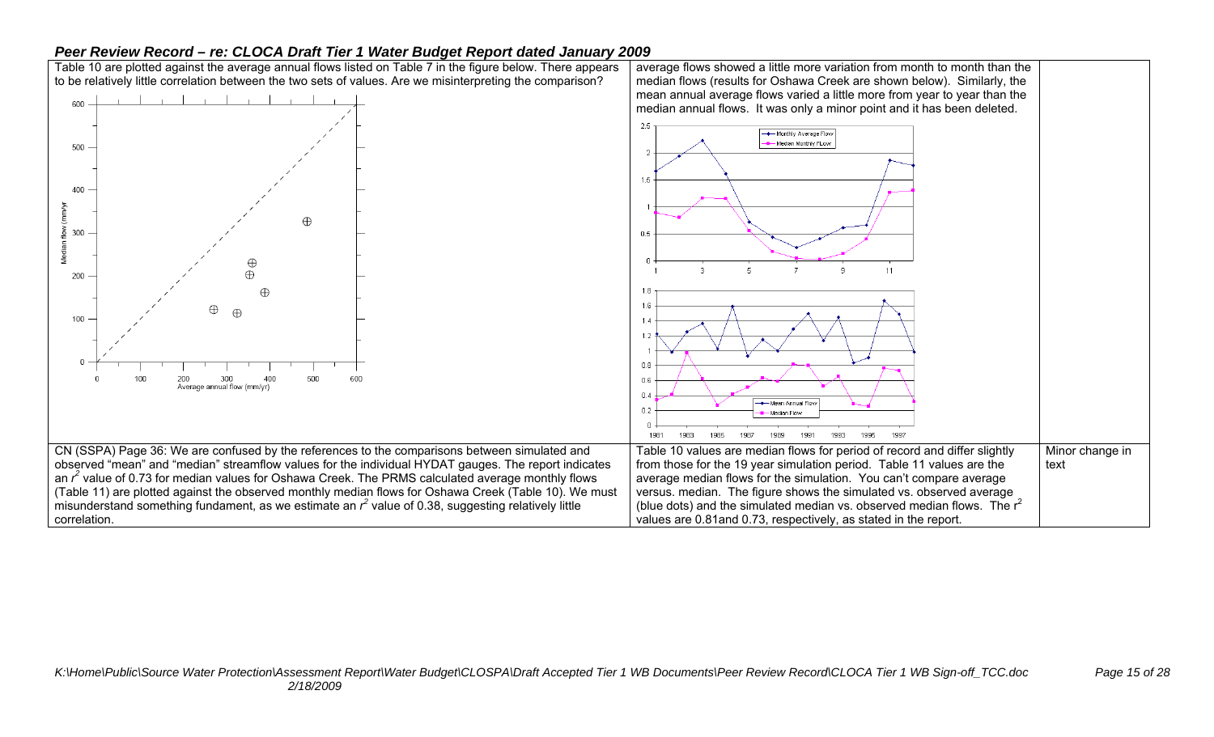## Peer Review Record – re: CLOCA Draft Tier 1 Water Budget Report dated January 2009

| | | |
|---|---|---|
| Table 10 are plotted against the average annual flows listed on Table 7 in the figure below. There appears to be relatively little correlation between the two sets of values. Are we misinterpreting the comparison? | average flows showed a little more variation from month to month than the median flows (results for Oshawa Creek are shown below). Similarly, the mean annual average flows varied a little more from year to year than the median annual flows. It was only a minor point and it has been deleted. | |
| CN (SSPA) Page 36: We are confused by the references to the comparisons between simulated and observed "mean" and "median" streamflow values for the individual HYDAT gauges. The report indicates an $r^2$ value of 0.73 for median values for Oshawa Creek. The PRMS calculated average monthly flows (Table 11) are plotted against the observed monthly median flows for Oshawa Creek (Table 10). We must misunderstand something fundament, as we estimate an $r^2$ value of 0.38, suggesting relatively little correlation. | Table 10 values are median flows for period of record and differ slightly from those for the 19 year simulation period. Table 11 values are the average median flows for the simulation. You can't compare average versus. median. The figure shows the simulated vs. observed average (blue dots) and the simulated median vs. observed median flows. The $r^2$ values are 0.81and 0.73, respectively, as stated in the report. | Minor change in text |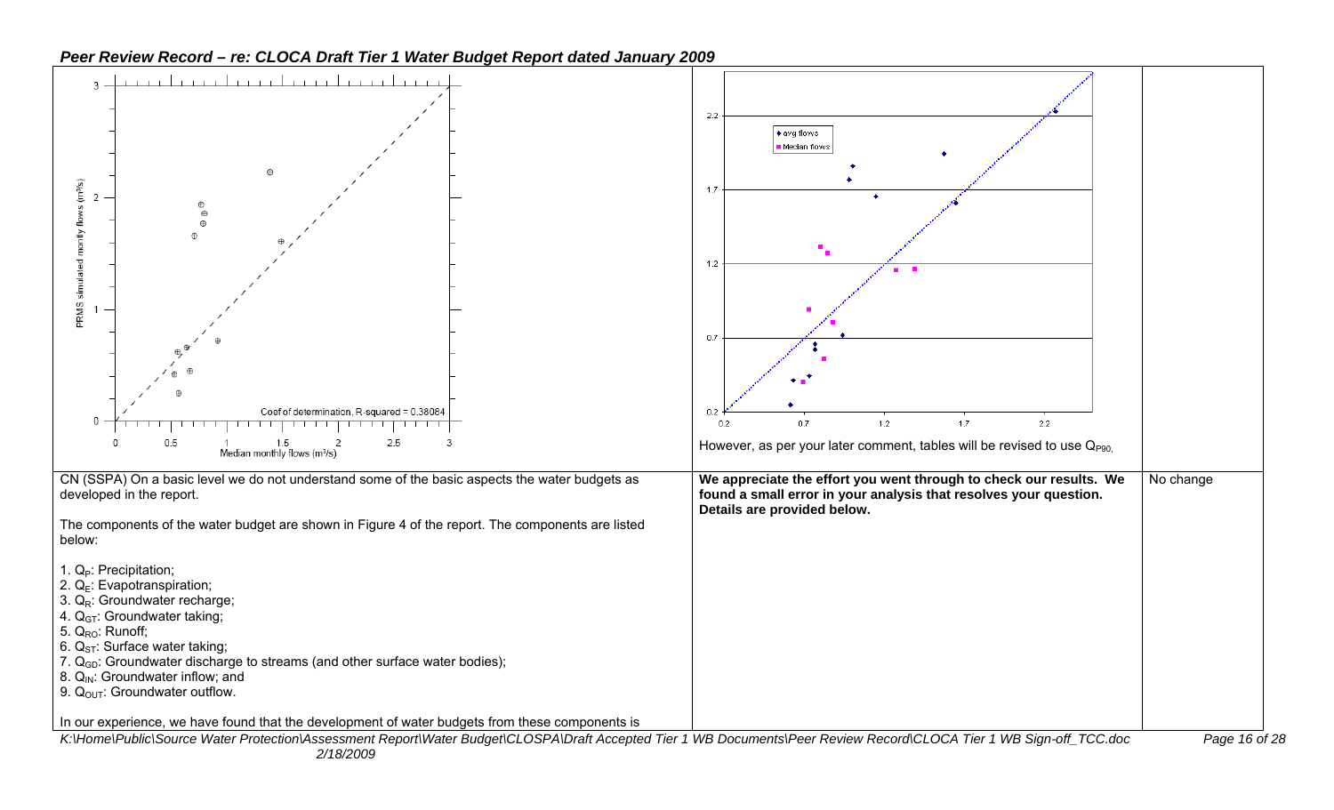## Peer Review Record – re: CLOCA Draft Tier 1 Water Budget Report dated January 2009

| Comment | Response | Action |
|---|---|---|
| Coef of determination, R-squared = 0.38084 | avg flows; Median flows<br><br>However, as per your later comment, tables will be revised to use $Q_{P90}$. | |
| CN (SSPA) On a basic level we do not understand some of the basic aspects the water budgets as developed in the report.<br><br>The components of the water budget are shown in Figure 4 of the report. The components are listed below:<br><br>1. $Q_P$: Precipitation;<br>2. $Q_E$: Evapotranspiration;<br>3. $Q_R$: Groundwater recharge;<br>4. $Q_{GT}$: Groundwater taking;<br>5. $Q_{RO}$: Runoff;<br>6. $Q_{ST}$: Surface water taking;<br>7. $Q_{GD}$: Groundwater discharge to streams (and other surface water bodies);<br>8. $Q_{IN}$: Groundwater inflow; and<br>9. $Q_{OUT}$: Groundwater outflow.<br><br>In our experience, we have found that the development of water budgets from these components is | **We appreciate the effort you went through to check our results. We found a small error in your analysis that resolves your question. Details are provided below.** | No change |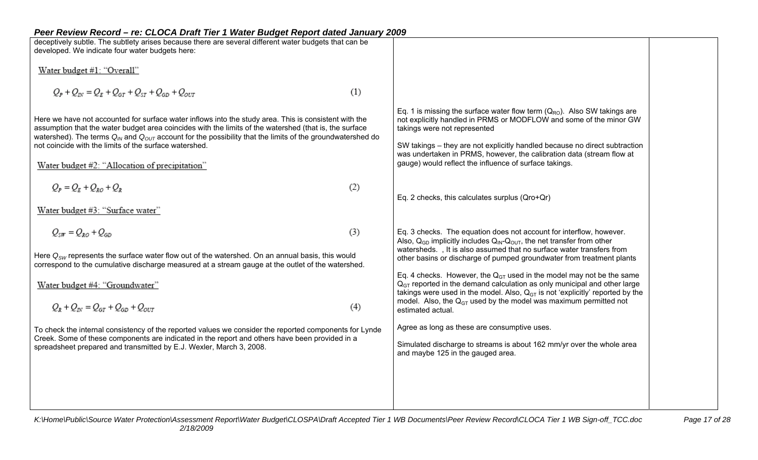| | | |
|---|---|---|
| deceptively subtle. The subtlety arises because there are several different water budgets that can be developed. We indicate four water budgets here:<br><br>Water budget #1: "Overall"<br><br>$$Q_P + Q_{IN} = Q_E + Q_{GT} + Q_{ST} + Q_{GD} + Q_{OUT} \quad (1)$$<br><br>Here we have not accounted for surface water inflows into the study area. This is consistent with the assumption that the water budget area coincides with the limits of the watershed (that is, the surface watershed). The terms $Q_{IN}$ and $Q_{OUT}$ account for the possibility that the limits of the groundwatershed do not coincide with the limits of the surface watershed.<br><br>Water budget #2: "Allocation of precipitation"<br><br>$$Q_P = Q_E + Q_{RO} + Q_R \quad (2)$$<br><br>Water budget #3: "Surface water"<br><br>$$Q_{SW} = Q_{RO} + Q_{GD} \quad (3)$$<br><br>Here $Q_{SW}$ represents the surface water flow out of the watershed. On an annual basis, this would correspond to the cumulative discharge measured at a stream gauge at the outlet of the watershed.<br><br>Water budget #4: "Groundwater"<br><br>$$Q_R + Q_{IN} = Q_{GT} + Q_{GD} + Q_{OUT} \quad (4)$$<br><br>To check the internal consistency of the reported values we consider the reported components for Lynde Creek. Some of these components are indicated in the report and others have been provided in a spreadsheet prepared and transmitted by E.J. Wexler, March 3, 2008. | Eq. 1 is missing the surface water flow term ($Q_{RO}$). Also SW takings are not explicitly handled in PRMS or MODFLOW and some of the minor GW takings were not represented<br><br>SW takings – they are not explicitly handled because no direct subtraction was undertaken in PRMS, however, the calibration data (stream flow at gauge) would reflect the influence of surface takings.<br><br>Eq. 2 checks, this calculates surplus (Qro+Qr)<br><br>Eq. 3 checks. The equation does not account for interflow, however. Also, $Q_{GD}$ implicitly includes $Q_{IN}$-$Q_{OUT}$, the net transfer from other watersheds. , It is also assumed that no surface water transfers from other basins or discharge of pumped groundwater from treatment plants<br><br>Eq. 4 checks. However, the $Q_{GT}$ used in the model may not be the same $Q_{GT}$ reported in the demand calculation as only municipal and other large takings were used in the model. Also, $Q_{GT}$ is not 'explicitly' reported by the model. Also, the $Q_{GT}$ used by the model was maximum permitted not estimated actual.<br><br>Agree as long as these are consumptive uses.<br><br>Simulated discharge to streams is about 162 mm/yr over the whole area and maybe 125 in the gauged area. | |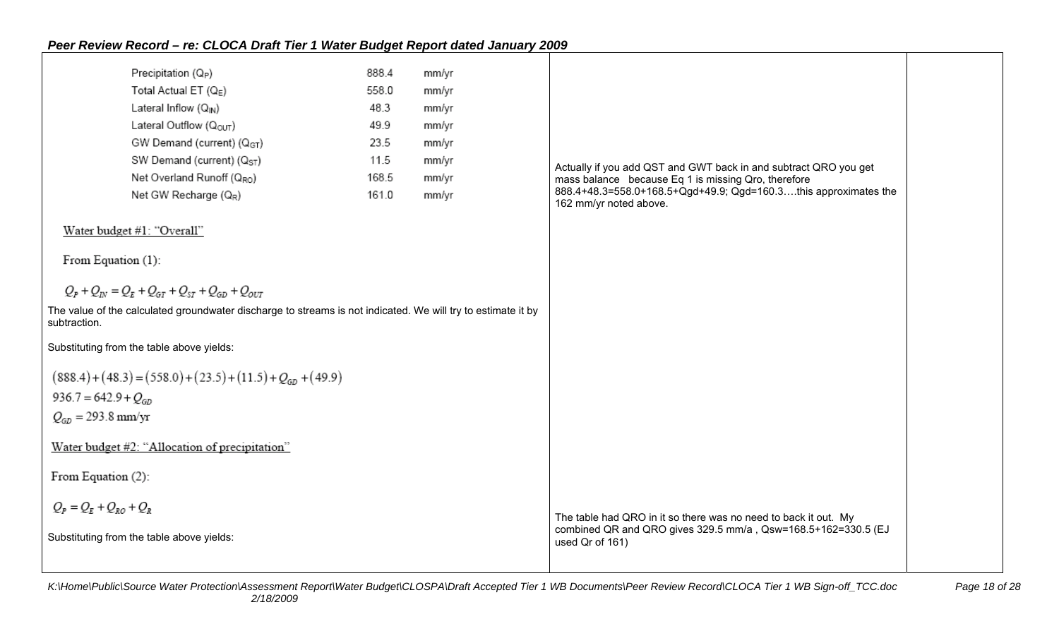| | | |
|---|---|---|
| Precipitation ($Q_P$) 888.4 mm/yr<br>Total Actual ET ($Q_E$) 558.0 mm/yr<br>Lateral Inflow ($Q_{IN}$) 48.3 mm/yr<br>Lateral Outflow ($Q_{OUT}$) 49.9 mm/yr<br>GW Demand (current) ($Q_{GT}$) 23.5 mm/yr<br>SW Demand (current) ($Q_{ST}$) 11.5 mm/yr<br>Net Overland Runoff ($Q_{RO}$) 168.5 mm/yr<br>Net GW Recharge ($Q_R$) 161.0 mm/yr<br><br>Water budget #1: "Overall"<br><br>From Equation (1):<br><br>$Q_P + Q_{IN} = Q_E + Q_{GT} + Q_{ST} + Q_{GD} + Q_{OUT}$<br><br>The value of the calculated groundwater discharge to streams is not indicated. We will try to estimate it by subtraction.<br><br>Substituting from the table above yields:<br><br>$(888.4) + (48.3) = (558.0) + (23.5) + (11.5) + Q_{GD} + (49.9)$<br>$936.7 = 642.9 + Q_{GD}$<br>$Q_{GD} = 293.8$ mm/yr<br><br>Water budget #2: "Allocation of precipitation"<br><br>From Equation (2):<br><br>$Q_P = Q_E + Q_{RO} + Q_R$<br><br>Substituting from the table above yields: | Actually if you add QST and GWT back in and subtract QRO you get mass balance because Eq 1 is missing Qro, therefore 888.4+48.3=558.0+168.5+Qgd+49.9; Qgd=160.3….this approximates the 162 mm/yr noted above.<br><br>The table had QRO in it so there was no need to back it out. My combined QR and QRO gives 329.5 mm/a , Qsw=168.5+162=330.5 (EJ used Qr of 161) | |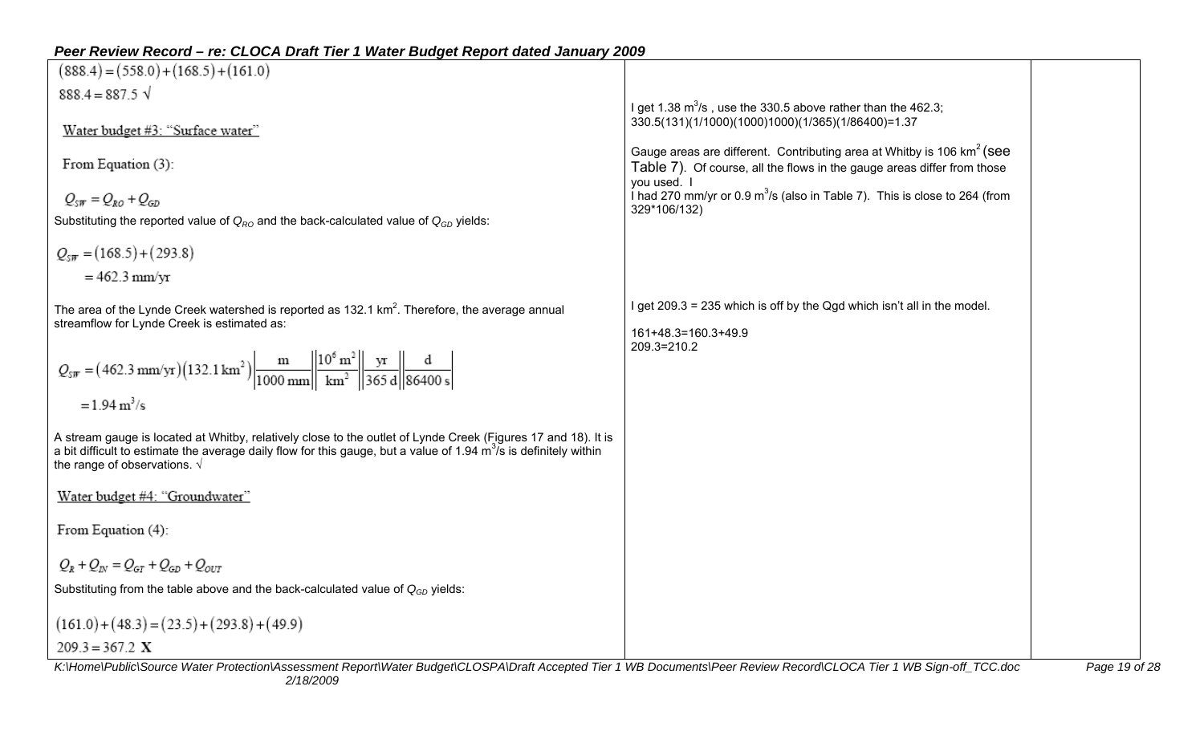*Peer Review Record – re: CLOCA Draft Tier 1 Water Budget Report dated January 2009*

| | | |
|---|---|---|
| $(888.4) = (558.0) + (168.5) + (161.0)$<br><br>$888.4 = 887.5$ √<br><br>Water budget #3: "Surface water"<br><br>From Equation (3):<br><br>$Q_{SW} = Q_{RO} + Q_{GD}$<br><br>Substituting the reported value of $Q_{RO}$ and the back-calculated value of $Q_{GD}$ yields:<br><br>$Q_{SW} = (168.5) + (293.8)$<br>$= 462.3$ mm/yr<br><br>The area of the Lynde Creek watershed is reported as 132.1 km$^2$. Therefore, the average annual streamflow for Lynde Creek is estimated as:<br><br>$Q_{SW} = (462.3\text{ mm/yr})(132.1\text{ km}^2)\left\|\frac{\text{m}}{1000\text{ mm}}\right\|\left\|\frac{10^6\text{ m}^2}{\text{km}^2}\right\|\left\|\frac{\text{yr}}{365\text{ d}}\right\|\left\|\frac{\text{d}}{86400\text{ s}}\right\|$<br>$= 1.94\text{ m}^3/\text{s}$<br><br>A stream gauge is located at Whitby, relatively close to the outlet of Lynde Creek (Figures 17 and 18). It is a bit difficult to estimate the average daily flow for this gauge, but a value of 1.94 m$^3$/s is definitely within the range of observations. √<br><br>Water budget #4: "Groundwater"<br><br>From Equation (4):<br><br>$Q_R + Q_{IN} = Q_{GT} + Q_{GD} + Q_{OUT}$<br><br>Substituting from the table above and the back-calculated value of $Q_{GD}$ yields:<br><br>$(161.0) + (48.3) = (23.5) + (293.8) + (49.9)$<br>$209.3 = 367.2$ **X** | I get 1.38 m$^3$/s , use the 330.5 above rather than the 462.3; 330.5(131)(1/1000)(1000)1000)(1/365)(1/86400)=1.37<br><br>Gauge areas are different. Contributing area at Whitby is 106 km$^2$ (see Table 7). Of course, all the flows in the gauge areas differ from those you used. I<br>I had 270 mm/yr or 0.9 m$^3$/s (also in Table 7). This is close to 264 (from 329*106/132)<br><br>I get 209.3 = 235 which is off by the Qgd which isn't all in the model.<br><br>161+48.3=160.3+49.9<br>209.3=210.2 | |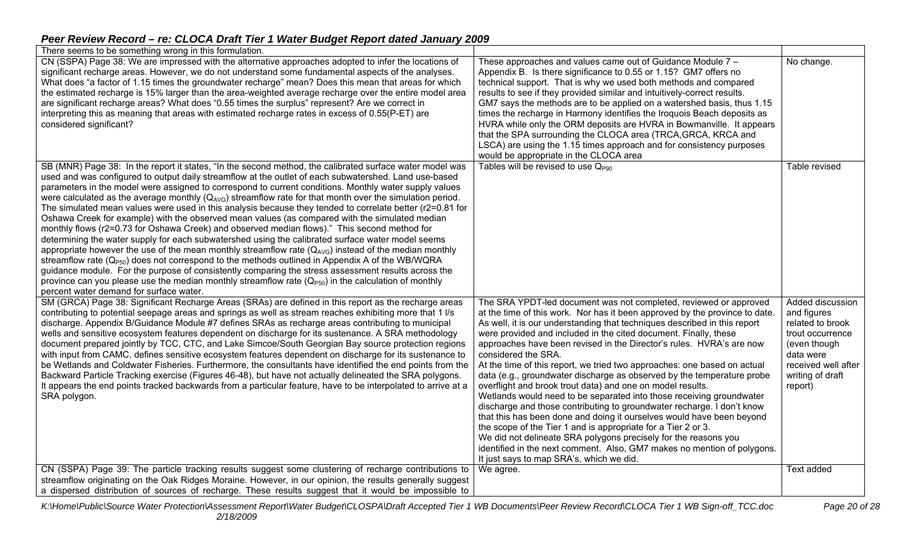## Peer Review Record – re: CLOCA Draft Tier 1 Water Budget Report dated January 2009

| | | |
|---|---|---|
| There seems to be something wrong in this formulation. | | |
| CN (SSPA) Page 38: We are impressed with the alternative approaches adopted to infer the locations of significant recharge areas. However, we do not understand some fundamental aspects of the analyses. What does "a factor of 1.15 times the groundwater recharge" mean? Does this mean that areas for which the estimated recharge is 15% larger than the area-weighted average recharge over the entire model area are significant recharge areas? What does "0.55 times the surplus" represent? Are we correct in interpreting this as meaning that areas with estimated recharge rates in excess of 0.55(P-ET) are considered significant? | These approaches and values came out of Guidance Module 7 – Appendix B. Is there significance to 0.55 or 1.15? GM7 offers no technical support. That is why we used both methods and compared results to see if they provided similar and intuitively-correct results. GM7 says the methods are to be applied on a watershed basis, thus 1.15 times the recharge in Harmony identifies the Iroquois Beach deposits as HVRA while only the ORM deposits are HVRA in Bowmanville. It appears that the SPA surrounding the CLOCA area (TRCA,GRCA, KRCA and LSCA) are using the 1.15 times approach and for consistency purposes would be appropriate in the CLOCA area | No change. |
| SB (MNR) Page 38: In the report it states, "In the second method, the calibrated surface water model was used and was configured to output daily streamflow at the outlet of each subwatershed. Land use-based parameters in the model were assigned to correspond to current conditions. Monthly water supply values were calculated as the average monthly ($Q_{AVG}$) streamflow rate for that month over the simulation period. The simulated mean values were used in this analysis because they tended to correlate better ($r2=0.81$ for Oshawa Creek for example) with the observed mean values (as compared with the simulated median monthly flows ($r2=0.73$ for Oshawa Creek) and observed median flows)." This second method for determining the water supply for each subwatershed using the calibrated surface water model seems appropriate however the use of the mean monthly streamflow rate ($Q_{AVG}$) instead of the median monthly streamflow rate ($Q_{P50}$) does not correspond to the methods outlined in Appendix A of the WB/WQRA guidance module. For the purpose of consistently comparing the stress assessment results across the province can you please use the median monthly streamflow rate ($Q_{P50}$) in the calculation of monthly percent water demand for surface water. | Tables will be revised to use $Q_{P90}$ | Table revised |
| SM (GRCA) Page 38: Significant Recharge Areas (SRAs) are defined in this report as the recharge areas contributing to potential seepage areas and springs as well as stream reaches exhibiting more that 1 l/s discharge. Appendix B/Guidance Module #7 defines SRAs as recharge areas contributing to municipal wells and sensitive ecosystem features dependent on discharge for its sustenance. A SRA methodology document prepared jointly by TCC, CTC, and Lake Simcoe/South Georgian Bay source protection regions with input from CAMC, defines sensitive ecosystem features dependent on discharge for its sustenance to be Wetlands and Coldwater Fisheries. Furthermore, the consultants have identified the end points from the Backward Particle Tracking exercise (Figures 46-48), but have not actually delineated the SRA polygons. It appears the end points tracked backwards from a particular feature, have to be interpolated to arrive at a SRA polygon. | The SRA YPDT-led document was not completed, reviewed or approved at the time of this work. Nor has it been approved by the province to date. As well, it is our understanding that techniques described in this report were provided and included in the cited document. Finally, these approaches have been revised in the Director's rules. HVRA's are now considered the SRA.<br>At the time of this report, we tried two approaches: one based on actual data (e.g., groundwater discharge as observed by the temperature probe overflight and brook trout data) and one on model results.<br>Wetlands would need to be separated into those receiving groundwater discharge and those contributing to groundwater recharge. I don't know that this has been done and doing it ourselves would have been beyond the scope of the Tier 1 and is appropriate for a Tier 2 or 3.<br>We did not delineate SRA polygons precisely for the reasons you identified in the next comment. Also, GM7 makes no mention of polygons. It just says to map SRA's, which we did. | Added discussion and figures related to brook trout occurrence (even though data were received well after writing of draft report) |
| CN (SSPA) Page 39: The particle tracking results suggest some clustering of recharge contributions to streamflow originating on the Oak Ridges Moraine. However, in our opinion, the results generally suggest a dispersed distribution of sources of recharge. These results suggest that it would be impossible to | We agree. | Text added |

K:\Home\Public\Source Water Protection\Assessment Report\Water Budget\CLOSPA\Draft Accepted Tier 1 WB Documents\Peer Review Record\CLOCA Tier 1 WB Sign-off_TCC.doc 2/18/2009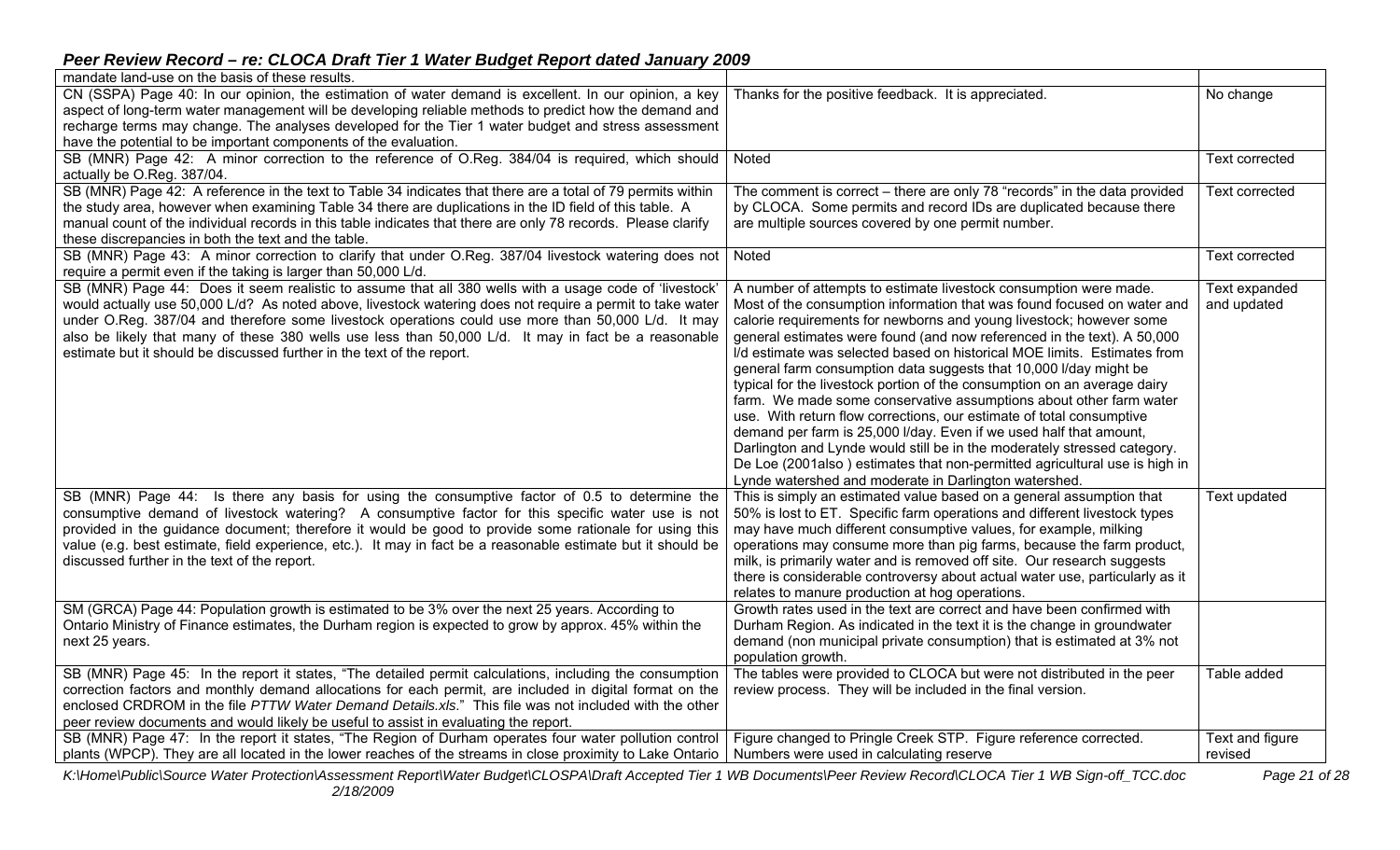## Peer Review Record – re: CLOCA Draft Tier 1 Water Budget Report dated January 2009

| | | |
|---|---|---|
| mandate land-use on the basis of these results. | | |
| CN (SSPA) Page 40: In our opinion, the estimation of water demand is excellent. In our opinion, a key aspect of long-term water management will be developing reliable methods to predict how the demand and recharge terms may change. The analyses developed for the Tier 1 water budget and stress assessment have the potential to be important components of the evaluation. | Thanks for the positive feedback. It is appreciated. | No change |
| SB (MNR) Page 42: A minor correction to the reference of O.Reg. 384/04 is required, which should actually be O.Reg. 387/04. | Noted | Text corrected |
| SB (MNR) Page 42: A reference in the text to Table 34 indicates that there are a total of 79 permits within the study area, however when examining Table 34 there are duplications in the ID field of this table. A manual count of the individual records in this table indicates that there are only 78 records. Please clarify these discrepancies in both the text and the table. | The comment is correct – there are only 78 "records" in the data provided by CLOCA. Some permits and record IDs are duplicated because there are multiple sources covered by one permit number. | Text corrected |
| SB (MNR) Page 43: A minor correction to clarify that under O.Reg. 387/04 livestock watering does not require a permit even if the taking is larger than 50,000 L/d. | Noted | Text corrected |
| SB (MNR) Page 44: Does it seem realistic to assume that all 380 wells with a usage code of 'livestock' would actually use 50,000 L/d? As noted above, livestock watering does not require a permit to take water under O.Reg. 387/04 and therefore some livestock operations could use more than 50,000 L/d. It may also be likely that many of these 380 wells use less than 50,000 L/d. It may in fact be a reasonable estimate but it should be discussed further in the text of the report. | A number of attempts to estimate livestock consumption were made. Most of the consumption information that was found focused on water and calorie requirements for newborns and young livestock; however some general estimates were found (and now referenced in the text). A 50,000 l/d estimate was selected based on historical MOE limits. Estimates from general farm consumption data suggests that 10,000 l/day might be typical for the livestock portion of the consumption on an average dairy farm. We made some conservative assumptions about other farm water use. With return flow corrections, our estimate of total consumptive demand per farm is 25,000 l/day. Even if we used half that amount, Darlington and Lynde would still be in the moderately stressed category. De Loe (2001also ) estimates that non-permitted agricultural use is high in Lynde watershed and moderate in Darlington watershed. | Text expanded and updated |
| SB (MNR) Page 44: Is there any basis for using the consumptive factor of 0.5 to determine the consumptive demand of livestock watering? A consumptive factor for this specific water use is not provided in the guidance document; therefore it would be good to provide some rationale for using this value (e.g. best estimate, field experience, etc.). It may in fact be a reasonable estimate but it should be discussed further in the text of the report. | This is simply an estimated value based on a general assumption that 50% is lost to ET. Specific farm operations and different livestock types may have much different consumptive values, for example, milking operations may consume more than pig farms, because the farm product, milk, is primarily water and is removed off site. Our research suggests there is considerable controversy about actual water use, particularly as it relates to manure production at hog operations. | Text updated |
| SM (GRCA) Page 44: Population growth is estimated to be 3% over the next 25 years. According to Ontario Ministry of Finance estimates, the Durham region is expected to grow by approx. 45% within the next 25 years. | Growth rates used in the text are correct and have been confirmed with Durham Region. As indicated in the text it is the change in groundwater demand (non municipal private consumption) that is estimated at 3% not population growth. | |
| SB (MNR) Page 45: In the report it states, "The detailed permit calculations, including the consumption correction factors and monthly demand allocations for each permit, are included in digital format on the enclosed CRDROM in the file *PTTW Water Demand Details.xls*." This file was not included with the other peer review documents and would likely be useful to assist in evaluating the report. | The tables were provided to CLOCA but were not distributed in the peer review process. They will be included in the final version. | Table added |
| SB (MNR) Page 47: In the report it states, "The Region of Durham operates four water pollution control plants (WPCP). They are all located in the lower reaches of the streams in close proximity to Lake Ontario | Figure changed to Pringle Creek STP. Figure reference corrected. Numbers were used in calculating reserve | Text and figure revised |

K:\Home\Public\Source Water Protection\Assessment Report\Water Budget\CLOSPA\Draft Accepted Tier 1 WB Documents\Peer Review Record\CLOCA Tier 1 WB Sign-off_TCC.doc
2/18/2009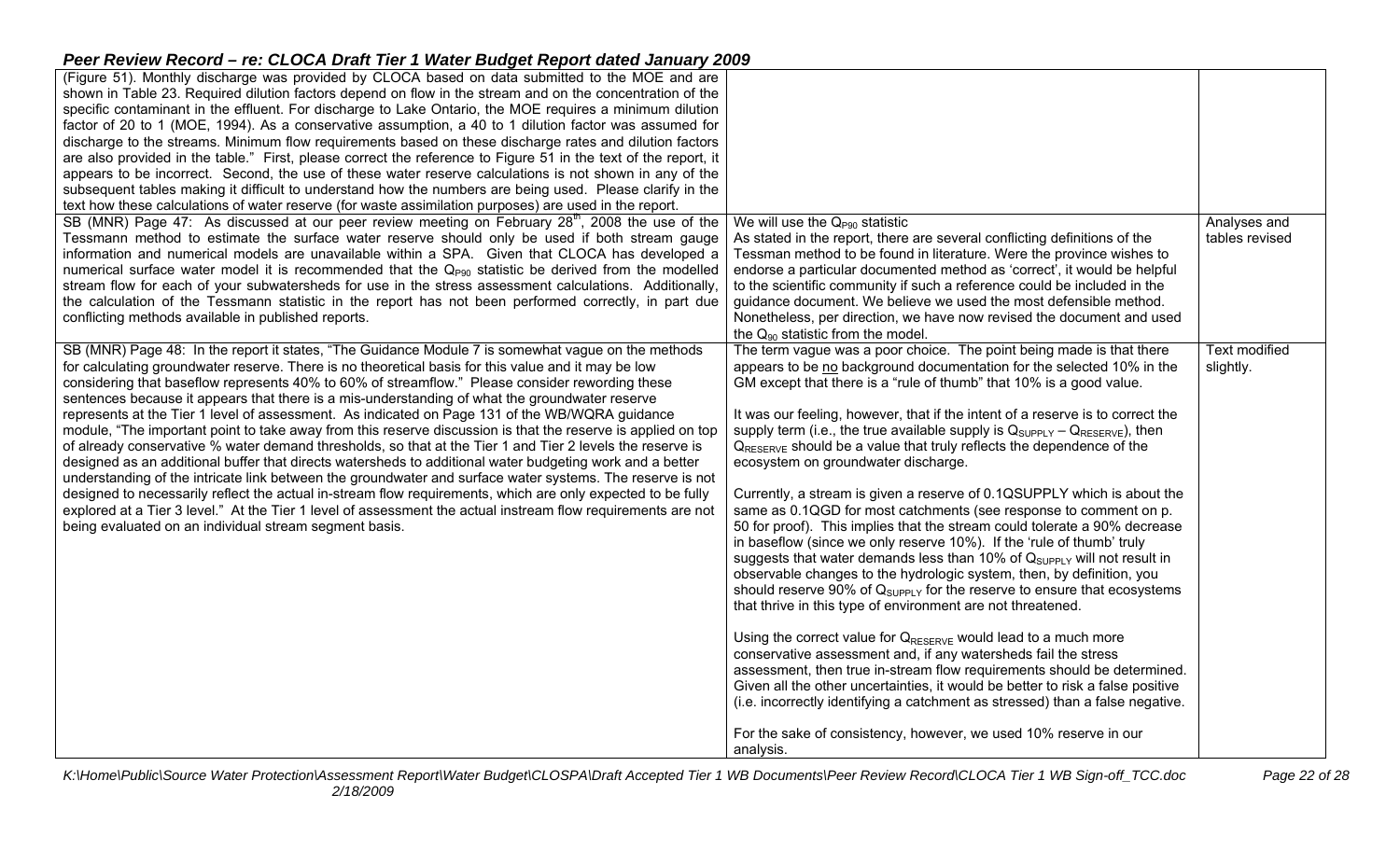## Peer Review Record – re: CLOCA Draft Tier 1 Water Budget Report dated January 2009

| | | |
|---|---|---|
| (Figure 51). Monthly discharge was provided by CLOCA based on data submitted to the MOE and are shown in Table 23. Required dilution factors depend on flow in the stream and on the concentration of the specific contaminant in the effluent. For discharge to Lake Ontario, the MOE requires a minimum dilution factor of 20 to 1 (MOE, 1994). As a conservative assumption, a 40 to 1 dilution factor was assumed for discharge to the streams. Minimum flow requirements based on these discharge rates and dilution factors are also provided in the table." First, please correct the reference to Figure 51 in the text of the report, it appears to be incorrect. Second, the use of these water reserve calculations is not shown in any of the subsequent tables making it difficult to understand how the numbers are being used. Please clarify in the text how these calculations of water reserve (for waste assimilation purposes) are used in the report. | | |
| SB (MNR) Page 47: As discussed at our peer review meeting on February 28[th], 2008 the use of the Tessmann method to estimate the surface water reserve should only be used if both stream gauge information and numerical models are unavailable within a SPA. Given that CLOCA has developed a numerical surface water model it is recommended that the $Q_{P90}$ statistic be derived from the modelled stream flow for each of your subwatersheds for use in the stress assessment calculations. Additionally, the calculation of the Tessmann statistic in the report has not been performed correctly, in part due conflicting methods available in published reports. | We will use the $Q_{P90}$ statistic<br>As stated in the report, there are several conflicting definitions of the Tessman method to be found in literature. Were the province wishes to endorse a particular documented method as 'correct', it would be helpful to the scientific community if such a reference could be included in the guidance document. We believe we used the most defensible method. Nonetheless, per direction, we have now revised the document and used the $Q_{90}$ statistic from the model. | Analyses and tables revised |
| SB (MNR) Page 48: In the report it states, "The Guidance Module 7 is somewhat vague on the methods for calculating groundwater reserve. There is no theoretical basis for this value and it may be low considering that baseflow represents 40% to 60% of streamflow." Please consider rewording these sentences because it appears that there is a mis-understanding of what the groundwater reserve represents at the Tier 1 level of assessment. As indicated on Page 131 of the WB/WQRA guidance module, "The important point to take away from this reserve discussion is that the reserve is applied on top of already conservative % water demand thresholds, so that at the Tier 1 and Tier 2 levels the reserve is designed as an additional buffer that directs watersheds to additional water budgeting work and a better understanding of the intricate link between the groundwater and surface water systems. The reserve is not designed to necessarily reflect the actual in-stream flow requirements, which are only expected to be fully explored at a Tier 3 level." At the Tier 1 level of assessment the actual instream flow requirements are not being evaluated on an individual stream segment basis. | The term vague was a poor choice. The point being made is that there appears to be <u>no</u> background documentation for the selected 10% in the GM except that there is a "rule of thumb" that 10% is a good value.<br><br>It was our feeling, however, that if the intent of a reserve is to correct the supply term (i.e., the true available supply is $Q_{SUPPLY} - Q_{RESERVE}$), then $Q_{RESERVE}$ should be a value that truly reflects the dependence of the ecosystem on groundwater discharge.<br><br>Currently, a stream is given a reserve of 0.1QSUPPLY which is about the same as 0.1QGD for most catchments (see response to comment on p. 50 for proof). This implies that the stream could tolerate a 90% decrease in baseflow (since we only reserve 10%). If the 'rule of thumb' truly suggests that water demands less than 10% of $Q_{SUPPLY}$ will not result in observable changes to the hydrologic system, then, by definition, you should reserve 90% of $Q_{SUPPLY}$ for the reserve to ensure that ecosystems that thrive in this type of environment are not threatened.<br><br>Using the correct value for $Q_{RESERVE}$ would lead to a much more conservative assessment and, if any watersheds fail the stress assessment, then true in-stream flow requirements should be determined. Given all the other uncertainties, it would be better to risk a false positive (i.e. incorrectly identifying a catchment as stressed) than a false negative.<br><br>For the sake of consistency, however, we used 10% reserve in our analysis. | Text modified slightly. |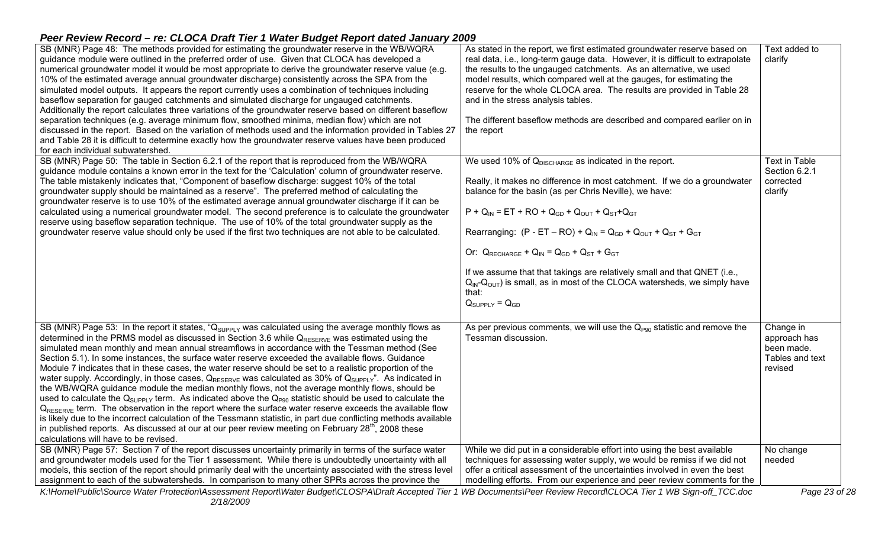## Peer Review Record – re: CLOCA Draft Tier 1 Water Budget Report dated January 2009

| | | |
|---|---|---|
| SB (MNR) Page 48: The methods provided for estimating the groundwater reserve in the WB/WQRA guidance module were outlined in the preferred order of use. Given that CLOCA has developed a numerical groundwater model it would be most appropriate to derive the groundwater reserve value (e.g. 10% of the estimated average annual groundwater discharge) consistently across the SPA from the simulated model outputs. It appears the report currently uses a combination of techniques including baseflow separation for gauged catchments and simulated discharge for ungauged catchments. Additionally the report calculates three variations of the groundwater reserve based on different baseflow separation techniques (e.g. average minimum flow, smoothed minima, median flow) which are not discussed in the report. Based on the variation of methods used and the information provided in Tables 27 and Table 28 it is difficult to determine exactly how the groundwater reserve values have been produced for each individual subwatershed. | As stated in the report, we first estimated groundwater reserve based on real data, i.e., long-term gauge data. However, it is difficult to extrapolate the results to the ungauged catchments. As an alternative, we used model results, which compared well at the gauges, for estimating the reserve for the whole CLOCA area. The results are provided in Table 28 and in the stress analysis tables.<br><br>The different baseflow methods are described and compared earlier on in the report | Text added to clarify |
| SB (MNR) Page 50: The table in Section 6.2.1 of the report that is reproduced from the WB/WQRA guidance module contains a known error in the text for the 'Calculation' column of groundwater reserve. The table mistakenly indicates that, "Component of baseflow discharge: suggest 10% of the total groundwater supply should be maintained as a reserve". The preferred method of calculating the groundwater reserve is to use 10% of the estimated average annual groundwater discharge if it can be calculated using a numerical groundwater model. The second preference is to calculate the groundwater reserve using baseflow separation technique. The use of 10% of the total groundwater supply as the groundwater reserve value should only be used if the first two techniques are not able to be calculated. | We used 10% of $Q_{DISCHARGE}$ as indicated in the report.<br><br>Really, it makes no difference in most catchment. If we do a groundwater balance for the basin (as per Chris Neville), we have:<br><br>$P + Q_{IN} = ET + RO + Q_{GD} + Q_{OUT} + Q_{ST} + Q_{GT}$<br><br>Rearranging: $(P - ET - RO) + Q_{IN} = Q_{GD} + Q_{OUT} + Q_{ST} + G_{GT}$<br><br>Or: $Q_{RECHARGE} + Q_{IN} = Q_{GD} + Q_{ST} + G_{GT}$<br><br>If we assume that that takings are relatively small and that QNET (i.e., $Q_{IN}$-$Q_{OUT}$) is small, as in most of the CLOCA watersheds, we simply have that:<br>$Q_{SUPPLY} = Q_{GD}$ | Text in Table Section 6.2.1 corrected clarify |
| SB (MNR) Page 53: In the report it states, "$Q_{SUPPLY}$ was calculated using the average monthly flows as determined in the PRMS model as discussed in Section 3.6 while $Q_{RESERVE}$ was estimated using the simulated mean monthly and mean annual streamflows in accordance with the Tessman method (See Section 5.1). In some instances, the surface water reserve exceeded the available flows. Guidance Module 7 indicates that in these cases, the water reserve should be set to a realistic proportion of the water supply. Accordingly, in those cases, $Q_{RESERVE}$ was calculated as 30% of $Q_{SUPPLY}$". As indicated in the WB/WQRA guidance module the median monthly flows, not the average monthly flows, should be used to calculate the $Q_{SUPPLY}$ term. As indicated above the $Q_{P90}$ statistic should be used to calculate the $Q_{RESERVE}$ term. The observation in the report where the surface water reserve exceeds the available flow is likely due to the incorrect calculation of the Tessmann statistic, in part due conflicting methods available in published reports. As discussed at our at our peer review meeting on February 28th, 2008 these calculations will have to be revised. | As per previous comments, we will use the $Q_{P90}$ statistic and remove the Tessman discussion. | Change in approach has been made. Tables and text revised |
| SB (MNR) Page 57: Section 7 of the report discusses uncertainty primarily in terms of the surface water and groundwater models used for the Tier 1 assessment. While there is undoubtedly uncertainty with all models, this section of the report should primarily deal with the uncertainty associated with the stress level assignment to each of the subwatersheds. In comparison to many other SPRs across the province the | While we did put in a considerable effort into using the best available techniques for assessing water supply, we would be remiss if we did not offer a critical assessment of the uncertainties involved in even the best modelling efforts. From our experience and peer review comments for the | No change needed |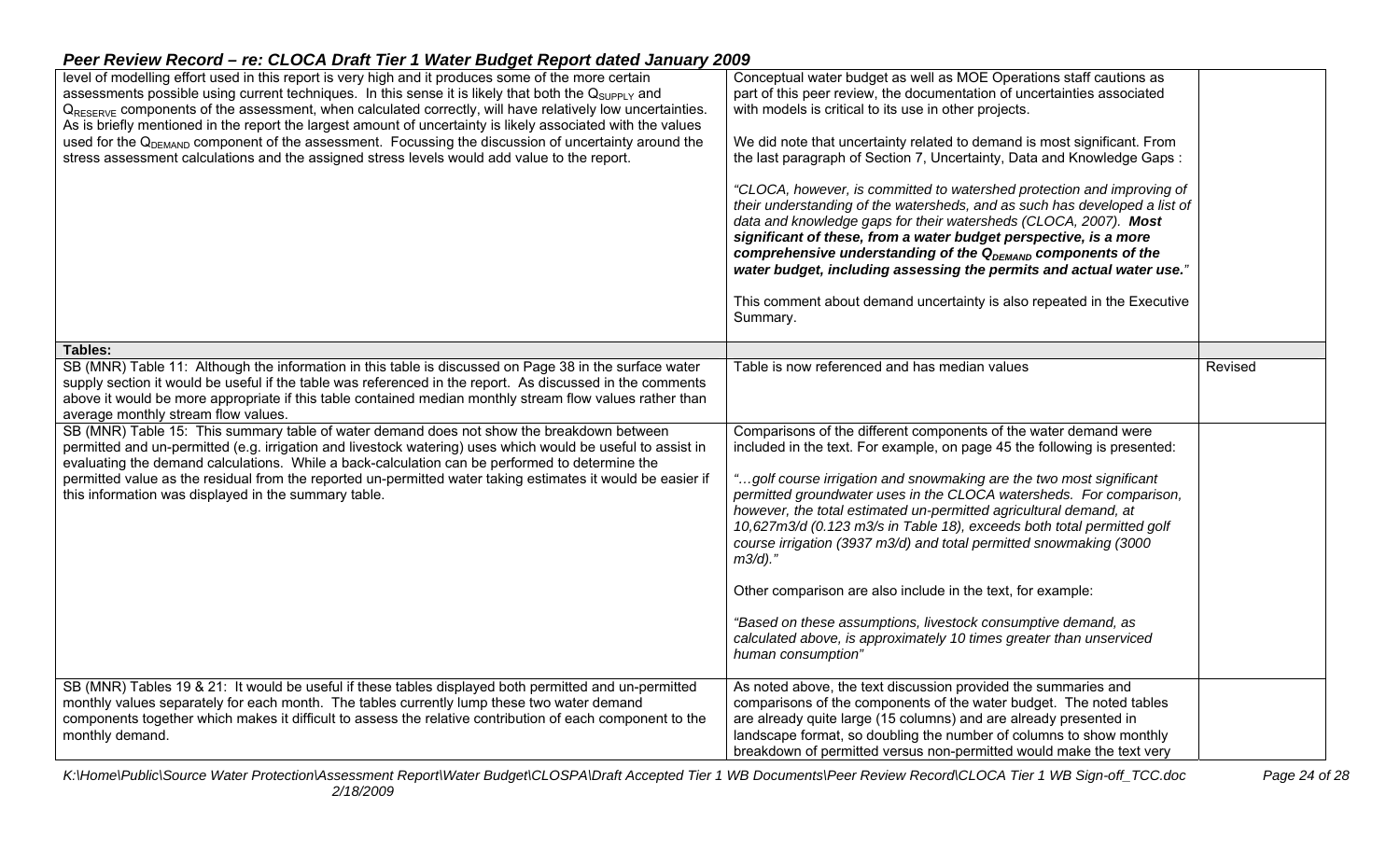## Peer Review Record – re: CLOCA Draft Tier 1 Water Budget Report dated January 2009

| | | |
|---|---|---|
| level of modelling effort used in this report is very high and it produces some of the more certain assessments possible using current techniques. In this sense it is likely that both the $Q_{SUPPLY}$ and $Q_{RESERVE}$ components of the assessment, when calculated correctly, will have relatively low uncertainties. As is briefly mentioned in the report the largest amount of uncertainty is likely associated with the values used for the $Q_{DEMAND}$ component of the assessment. Focussing the discussion of uncertainty around the stress assessment calculations and the assigned stress levels would add value to the report. | Conceptual water budget as well as MOE Operations staff cautions as part of this peer review, the documentation of uncertainties associated with models is critical to its use in other projects.<br><br>We did note that uncertainty related to demand is most significant. From the last paragraph of Section 7, Uncertainty, Data and Knowledge Gaps :<br><br>*"CLOCA, however, is committed to watershed protection and improving of their understanding of the watersheds, and as such has developed a list of data and knowledge gaps for their watersheds (CLOCA, 2007).* ***Most significant of these, from a water budget perspective, is a more comprehensive understanding of the $Q_{DEMAND}$ components of the water budget, including assessing the permits and actual water use.****"*<br><br>This comment about demand uncertainty is also repeated in the Executive Summary. | |
| **Tables:** | | |
| SB (MNR) Table 11: Although the information in this table is discussed on Page 38 in the surface water supply section it would be useful if the table was referenced in the report. As discussed in the comments above it would be more appropriate if this table contained median monthly stream flow values rather than average monthly stream flow values. | Table is now referenced and has median values | Revised |
| SB (MNR) Table 15: This summary table of water demand does not show the breakdown between permitted and un-permitted (e.g. irrigation and livestock watering) uses which would be useful to assist in evaluating the demand calculations. While a back-calculation can be performed to determine the permitted value as the residual from the reported un-permitted water taking estimates it would be easier if this information was displayed in the summary table. | Comparisons of the different components of the water demand were included in the text. For example, on page 45 the following is presented:<br><br>*"…golf course irrigation and snowmaking are the two most significant permitted groundwater uses in the CLOCA watersheds. For comparison, however, the total estimated un-permitted agricultural demand, at 10,627m3/d (0.123 m3/s in Table 18), exceeds both total permitted golf course irrigation (3937 m3/d) and total permitted snowmaking (3000 m3/d)."*<br><br>Other comparison are also include in the text, for example:<br><br>*"Based on these assumptions, livestock consumptive demand, as calculated above, is approximately 10 times greater than unserviced human consumption"* | |
| SB (MNR) Tables 19 & 21: It would be useful if these tables displayed both permitted and un-permitted monthly values separately for each month. The tables currently lump these two water demand components together which makes it difficult to assess the relative contribution of each component to the monthly demand. | As noted above, the text discussion provided the summaries and comparisons of the components of the water budget. The noted tables are already quite large (15 columns) and are already presented in landscape format, so doubling the number of columns to show monthly breakdown of permitted versus non-permitted would make the text very | |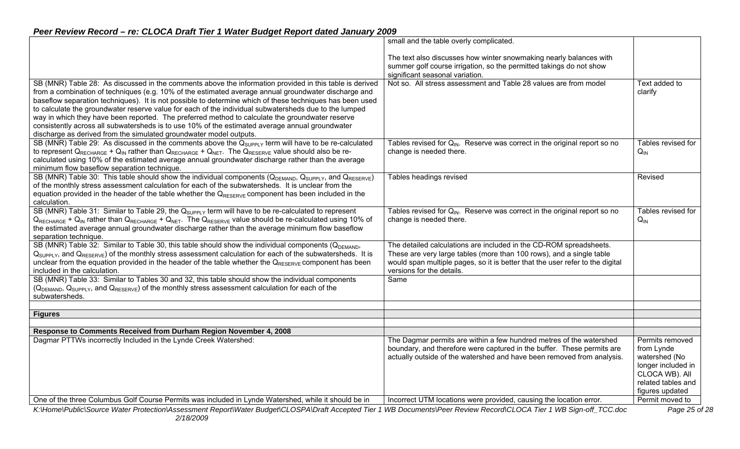## Peer Review Record – re: CLOCA Draft Tier 1 Water Budget Report dated January 2009

| | | |
|---|---|---|
| | small and the table overly complicated.<br><br>The text also discusses how winter snowmaking nearly balances with summer golf course irrigation, so the permitted takings do not show significant seasonal variation. | |
| SB (MNR) Table 28: As discussed in the comments above the information provided in this table is derived from a combination of techniques (e.g. 10% of the estimated average annual groundwater discharge and baseflow separation techniques). It is not possible to determine which of these techniques has been used to calculate the groundwater reserve value for each of the individual subwatersheds due to the lumped way in which they have been reported. The preferred method to calculate the groundwater reserve consistently across all subwatersheds is to use 10% of the estimated average annual groundwater discharge as derived from the simulated groundwater model outputs. | Not so. All stress assessment and Table 28 values are from model | Text added to clarify |
| SB (MNR) Table 29: As discussed in the comments above the $Q_{SUPPLY}$ term will have to be re-calculated to represent $Q_{RECHARGE} + Q_{IN}$ rather than $Q_{RECHARGE} + Q_{NET}$. The $Q_{RESERVE}$ value should also be re-calculated using 10% of the estimated average annual groundwater discharge rather than the average minimum flow baseflow separation technique. | Tables revised for $Q_{IN}$. Reserve was correct in the original report so no change is needed there. | Tables revised for $Q_{IN}$ |
| SB (MNR) Table 30: This table should show the individual components ($Q_{DEMAND}$, $Q_{SUPPLY}$, and $Q_{RESERVE}$) of the monthly stress assessment calculation for each of the subwatersheds. It is unclear from the equation provided in the header of the table whether the $Q_{RESERVE}$ component has been included in the calculation. | Tables headings revised | Revised |
| SB (MNR) Table 31: Similar to Table 29, the $Q_{SUPPLY}$ term will have to be re-calculated to represent $Q_{RECHARGE} + Q_{IN}$ rather than $Q_{RECHARGE} + Q_{NET}$. The $Q_{RESERVE}$ value should be re-calculated using 10% of the estimated average annual groundwater discharge rather than the average minimum flow baseflow separation technique. | Tables revised for $Q_{IN}$. Reserve was correct in the original report so no change is needed there. | Tables revised for $Q_{IN}$ |
| SB (MNR) Table 32: Similar to Table 30, this table should show the individual components ($Q_{DEMAND}$, $Q_{SUPPLY}$, and $Q_{RESERVE}$) of the monthly stress assessment calculation for each of the subwatersheds. It is unclear from the equation provided in the header of the table whether the $Q_{RESERVE}$ component has been included in the calculation. | The detailed calculations are included in the CD-ROM spreadsheets. These are very large tables (more than 100 rows), and a single table would span multiple pages, so it is better that the user refer to the digital versions for the details. | |
| SB (MNR) Table 33: Similar to Tables 30 and 32, this table should show the individual components ($Q_{DEMAND}$, $Q_{SUPPLY}$, and $Q_{RESERVE}$) of the monthly stress assessment calculation for each of the subwatersheds. | Same | |
| | | |
| **Figures** | | |
| | | |
| **Response to Comments Received from Durham Region November 4, 2008** | | |
| Dagmar PTTWs incorrectly Included in the Lynde Creek Watershed: | The Dagmar permits are within a few hundred metres of the watershed boundary, and therefore were captured in the buffer. These permits are actually outside of the watershed and have been removed from analysis. | Permits removed from Lynde watershed (No longer included in CLOCA WB). All related tables and figures updated |
| One of the three Columbus Golf Course Permits was included in Lynde Watershed, while it should be in | Incorrect UTM locations were provided, causing the location error. | Permit moved to |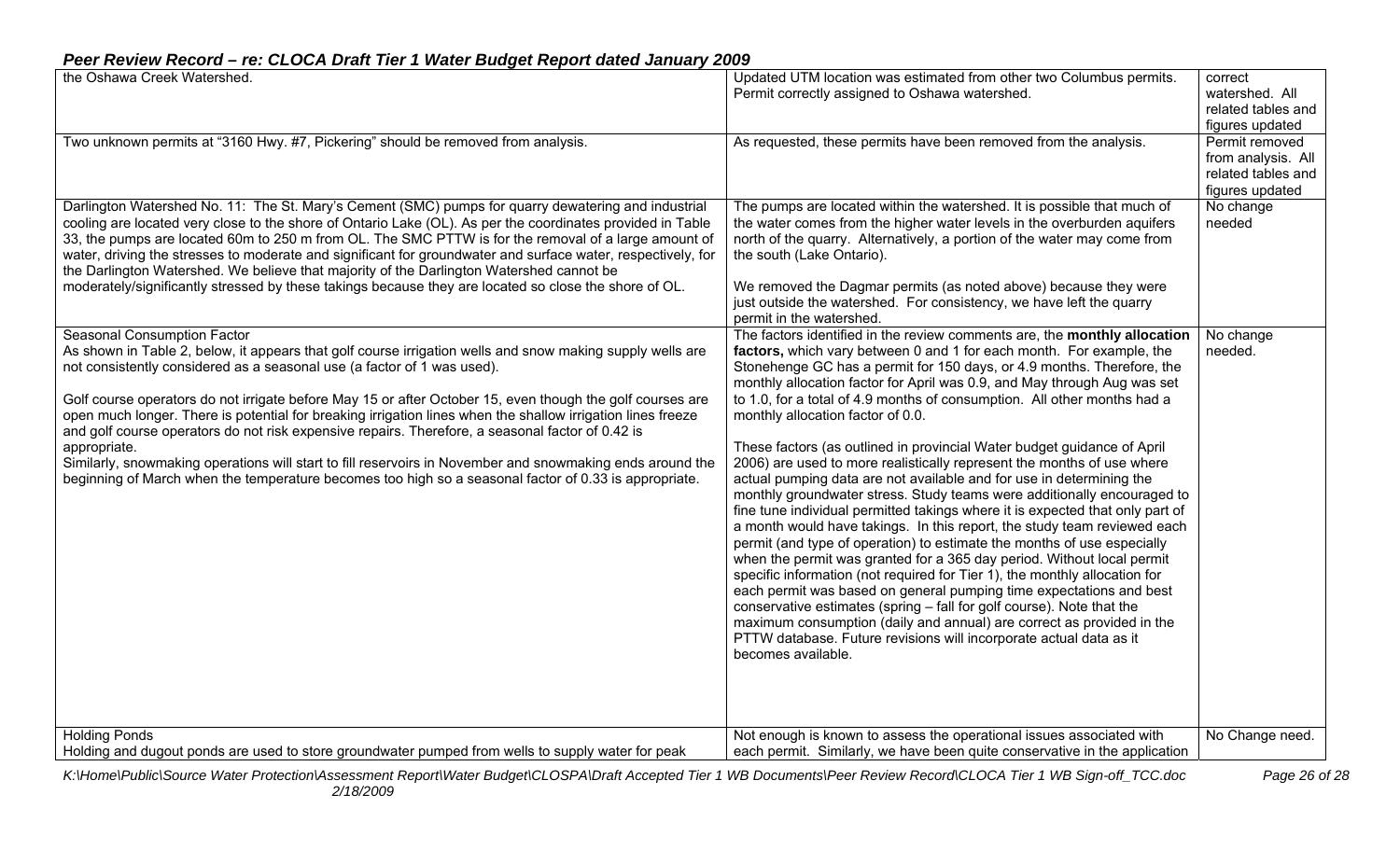## Peer Review Record – re: CLOCA Draft Tier 1 Water Budget Report dated January 2009

| | | |
|---|---|---|
| the Oshawa Creek Watershed. | Updated UTM location was estimated from other two Columbus permits. Permit correctly assigned to Oshawa watershed. | correct watershed. All related tables and figures updated |
| Two unknown permits at "3160 Hwy. #7, Pickering" should be removed from analysis. | As requested, these permits have been removed from the analysis. | Permit removed from analysis. All related tables and figures updated |
| Darlington Watershed No. 11: The St. Mary's Cement (SMC) pumps for quarry dewatering and industrial cooling are located very close to the shore of Ontario Lake (OL). As per the coordinates provided in Table 33, the pumps are located 60m to 250 m from OL. The SMC PTTW is for the removal of a large amount of water, driving the stresses to moderate and significant for groundwater and surface water, respectively, for the Darlington Watershed. We believe that majority of the Darlington Watershed cannot be moderately/significantly stressed by these takings because they are located so close the shore of OL. | The pumps are located within the watershed. It is possible that much of the water comes from the higher water levels in the overburden aquifers north of the quarry. Alternatively, a portion of the water may come from the south (Lake Ontario).<br><br>We removed the Dagmar permits (as noted above) because they were just outside the watershed. For consistency, we have left the quarry permit in the watershed. | No change needed |
| Seasonal Consumption Factor<br>As shown in Table 2, below, it appears that golf course irrigation wells and snow making supply wells are not consistently considered as a seasonal use (a factor of 1 was used).<br><br>Golf course operators do not irrigate before May 15 or after October 15, even though the golf courses are open much longer. There is potential for breaking irrigation lines when the shallow irrigation lines freeze and golf course operators do not risk expensive repairs. Therefore, a seasonal factor of 0.42 is appropriate.<br>Similarly, snowmaking operations will start to fill reservoirs in November and snowmaking ends around the beginning of March when the temperature becomes too high so a seasonal factor of 0.33 is appropriate. | The factors identified in the review comments are, the **monthly allocation factors,** which vary between 0 and 1 for each month. For example, the Stonehenge GC has a permit for 150 days, or 4.9 months. Therefore, the monthly allocation factor for April was 0.9, and May through Aug was set to 1.0, for a total of 4.9 months of consumption. All other months had a monthly allocation factor of 0.0.<br><br>These factors (as outlined in provincial Water budget guidance of April 2006) are used to more realistically represent the months of use where actual pumping data are not available and for use in determining the monthly groundwater stress. Study teams were additionally encouraged to fine tune individual permitted takings where it is expected that only part of a month would have takings. In this report, the study team reviewed each permit (and type of operation) to estimate the months of use especially when the permit was granted for a 365 day period. Without local permit specific information (not required for Tier 1), the monthly allocation for each permit was based on general pumping time expectations and best conservative estimates (spring – fall for golf course). Note that the maximum consumption (daily and annual) are correct as provided in the PTTW database. Future revisions will incorporate actual data as it becomes available. | No change needed. |
| Holding Ponds<br>Holding and dugout ponds are used to store groundwater pumped from wells to supply water for peak | Not enough is known to assess the operational issues associated with each permit. Similarly, we have been quite conservative in the application | No Change need. |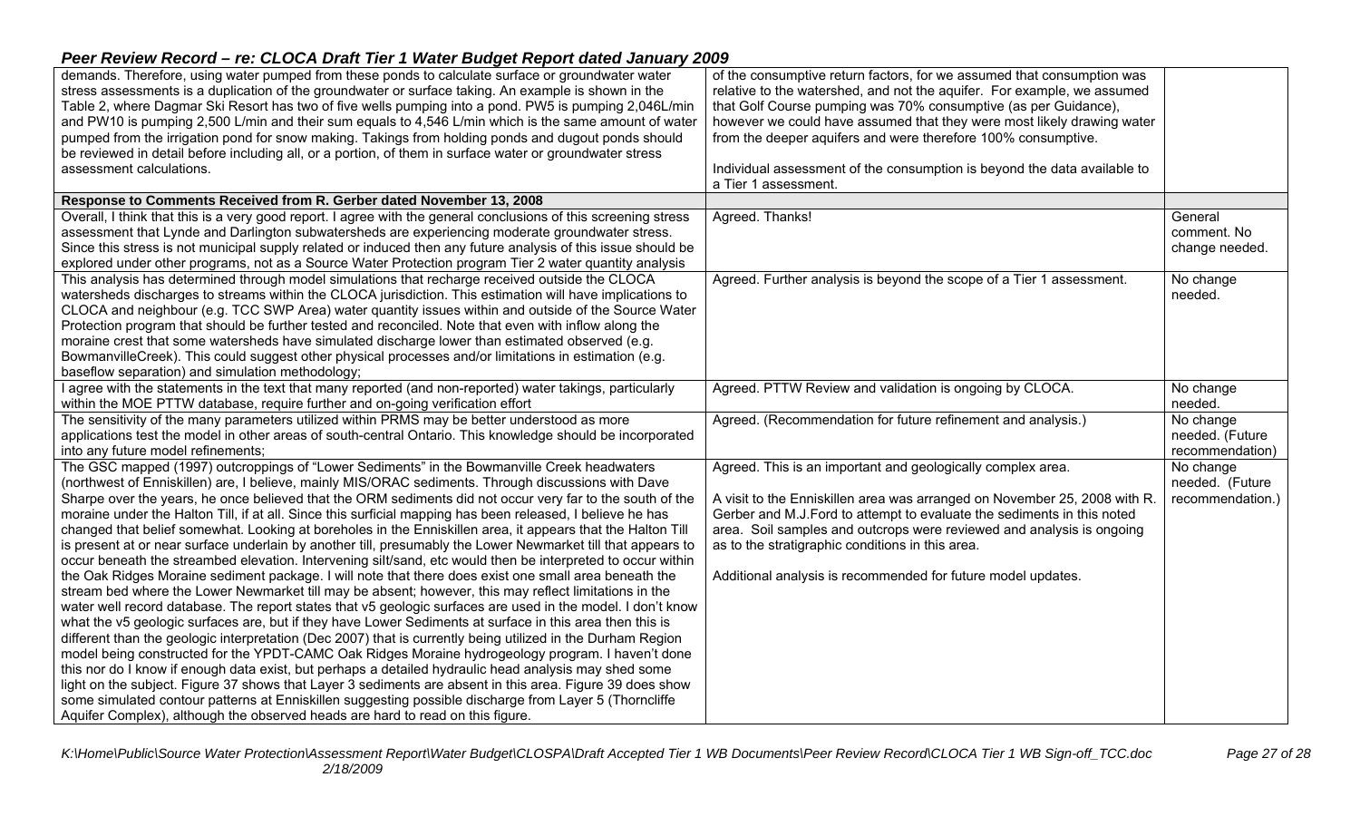## Peer Review Record – re: CLOCA Draft Tier 1 Water Budget Report dated January 2009

| | | |
|---|---|---|
| demands. Therefore, using water pumped from these ponds to calculate surface or groundwater water stress assessments is a duplication of the groundwater or surface taking. An example is shown in the Table 2, where Dagmar Ski Resort has two of five wells pumping into a pond. PW5 is pumping 2,046L/min and PW10 is pumping 2,500 L/min and their sum equals to 4,546 L/min which is the same amount of water pumped from the irrigation pond for snow making. Takings from holding ponds and dugout ponds should be reviewed in detail before including all, or a portion, of them in surface water or groundwater stress assessment calculations. | of the consumptive return factors, for we assumed that consumption was relative to the watershed, and not the aquifer. For example, we assumed that Golf Course pumping was 70% consumptive (as per Guidance), however we could have assumed that they were most likely drawing water from the deeper aquifers and were therefore 100% consumptive.<br><br>Individual assessment of the consumption is beyond the data available to a Tier 1 assessment. | |
| **Response to Comments Received from R. Gerber dated November 13, 2008** | | |
| Overall, I think that this is a very good report. I agree with the general conclusions of this screening stress assessment that Lynde and Darlington subwatersheds are experiencing moderate groundwater stress. Since this stress is not municipal supply related or induced then any future analysis of this issue should be explored under other programs, not as a Source Water Protection program Tier 2 water quantity analysis | Agreed. Thanks! | General comment. No change needed. |
| This analysis has determined through model simulations that recharge received outside the CLOCA watersheds discharges to streams within the CLOCA jurisdiction. This estimation will have implications to CLOCA and neighbour (e.g. TCC SWP Area) water quantity issues within and outside of the Source Water Protection program that should be further tested and reconciled. Note that even with inflow along the moraine crest that some watersheds have simulated discharge lower than estimated observed (e.g. BowmanvilleCreek). This could suggest other physical processes and/or limitations in estimation (e.g. baseflow separation) and simulation methodology; | Agreed. Further analysis is beyond the scope of a Tier 1 assessment. | No change needed. |
| I agree with the statements in the text that many reported (and non-reported) water takings, particularly within the MOE PTTW database, require further and on-going verification effort | Agreed. PTTW Review and validation is ongoing by CLOCA. | No change needed. |
| The sensitivity of the many parameters utilized within PRMS may be better understood as more applications test the model in other areas of south-central Ontario. This knowledge should be incorporated into any future model refinements; | Agreed. (Recommendation for future refinement and analysis.) | No change needed. (Future recommendation) |
| The GSC mapped (1997) outcroppings of "Lower Sediments" in the Bowmanville Creek headwaters (northwest of Enniskillen) are, I believe, mainly MIS/ORAC sediments. Through discussions with Dave Sharpe over the years, he once believed that the ORM sediments did not occur very far to the south of the moraine under the Halton Till, if at all. Since this surficial mapping has been released, I believe he has changed that belief somewhat. Looking at boreholes in the Enniskillen area, it appears that the Halton Till is present at or near surface underlain by another till, presumably the Lower Newmarket till that appears to occur beneath the streambed elevation. Intervening silt/sand, etc would then be interpreted to occur within the Oak Ridges Moraine sediment package. I will note that there does exist one small area beneath the stream bed where the Lower Newmarket till may be absent; however, this may reflect limitations in the water well record database. The report states that v5 geologic surfaces are used in the model. I don't know what the v5 geologic surfaces are, but if they have Lower Sediments at surface in this area then this is different than the geologic interpretation (Dec 2007) that is currently being utilized in the Durham Region model being constructed for the YPDT-CAMC Oak Ridges Moraine hydrogeology program. I haven't done this nor do I know if enough data exist, but perhaps a detailed hydraulic head analysis may shed some light on the subject. Figure 37 shows that Layer 3 sediments are absent in this area. Figure 39 does show some simulated contour patterns at Enniskillen suggesting possible discharge from Layer 5 (Thorncliffe Aquifer Complex), although the observed heads are hard to read on this figure. | Agreed. This is an important and geologically complex area.<br><br>A visit to the Enniskillen area was arranged on November 25, 2008 with R. Gerber and M.J.Ford to attempt to evaluate the sediments in this noted area. Soil samples and outcrops were reviewed and analysis is ongoing as to the stratigraphic conditions in this area.<br><br>Additional analysis is recommended for future model updates. | No change needed. (Future recommendation.) |

K:\Home\Public\Source Water Protection\Assessment Report\Water Budget\CLOSPA\Draft Accepted Tier 1 WB Documents\Peer Review Record\CLOCA Tier 1 WB Sign-off_TCC.doc
2/18/2009